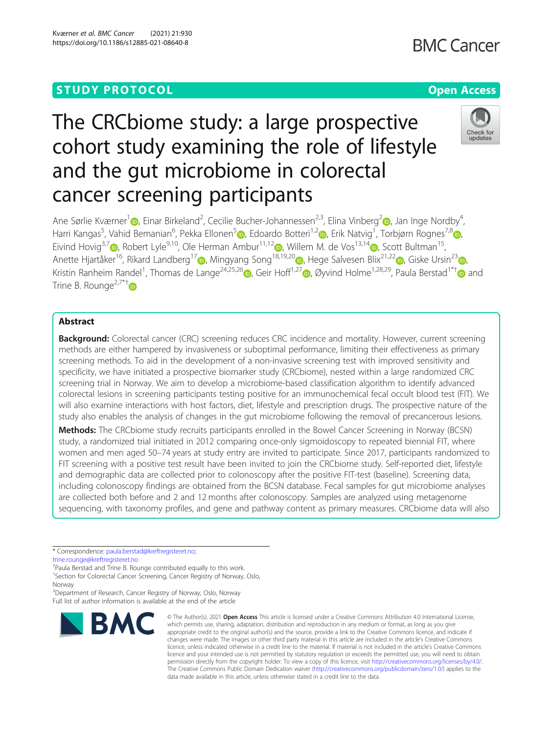STUDY PROTOCOL **Open Access**

# The CRCbiome study: a large prospective cohort study examining the role of lifestyle and the gut microbiome in colorectal cancer screening participants

Ane Sørlie Kværner[1], Einar Birkeland[2], Cecilie Bucher-Johannessen[2,3], Elina Vinberg[2], Jan Inge Nordby[4], Harri Kangas[5], Vahid Bemanian[6], Pekka Ellonen[5], Edoardo Botteri[1,2], Erik Natvig[1], Torbjørn Rognes[7,8], Eivind Hovig[3,7], Robert Lyle[9,10], Ole Herman Ambur[11,12], Willem M. de Vos[13,14], Scott Bultman[15], Anette Hjartåker[16], Rikard Landberg[17], Mingyang Song[18,19,20], Hege Salvesen Blix[21,22], Giske Ursin[23], Kristin Ranheim Randel[1], Thomas de Lange[24,25,26], Geir Hoff[1,27], Øyvind Holme[1,28,29], Paula Berstad[1*†] and Trine B. Rounge[2,7*†]

## Abstract

**Background:** Colorectal cancer (CRC) screening reduces CRC incidence and mortality. However, current screening methods are either hampered by invasiveness or suboptimal performance, limiting their effectiveness as primary screening methods. To aid in the development of a non-invasive screening test with improved sensitivity and specificity, we have initiated a prospective biomarker study (CRCbiome), nested within a large randomized CRC screening trial in Norway. We aim to develop a microbiome-based classification algorithm to identify advanced colorectal lesions in screening participants testing positive for an immunochemical fecal occult blood test (FIT). We will also examine interactions with host factors, diet, lifestyle and prescription drugs. The prospective nature of the study also enables the analysis of changes in the gut microbiome following the removal of precancerous lesions.

**Methods:** The CRCbiome study recruits participants enrolled in the Bowel Cancer Screening in Norway (BCSN) study, a randomized trial initiated in 2012 comparing once-only sigmoidoscopy to repeated biennial FIT, where women and men aged 50–74 years at study entry are invited to participate. Since 2017, participants randomized to FIT screening with a positive test result have been invited to join the CRCbiome study. Self-reported diet, lifestyle and demographic data are collected prior to colonoscopy after the positive FIT-test (baseline). Screening data, including colonoscopy findings are obtained from the BCSN database. Fecal samples for gut microbiome analyses are collected both before and 2 and 12 months after colonoscopy. Samples are analyzed using metagenome sequencing, with taxonomy profiles, and gene and pathway content as primary measures. CRCbiome data will also

* Correspondence: paula.berstad@kreftregisteret.no; trine.rounge@kreftregisteret.no

†Paula Berstad and Trine B. Rounge contributed equally to this work.

[1]Section for Colorectal Cancer Screening, Cancer Registry of Norway, Oslo, Norway

[2]Department of Research, Cancer Registry of Norway, Oslo, Norway

Full list of author information is available at the end of the article

© The Author(s). 2021 **Open Access** This article is licensed under a Creative Commons Attribution 4.0 International License, which permits use, sharing, adaptation, distribution and reproduction in any medium or format, as long as you give appropriate credit to the original author(s) and the source, provide a link to the Creative Commons licence, and indicate if changes were made. The images or other third party material in this article are included in the article's Creative Commons licence, unless indicated otherwise in a credit line to the material. If material is not included in the article's Creative Commons licence and your intended use is not permitted by statutory regulation or exceeds the permitted use, you will need to obtain permission directly from the copyright holder. To view a copy of this licence, visit http://creativecommons.org/licenses/by/4.0/. The Creative Commons Public Domain Dedication waiver (http://creativecommons.org/publicdomain/zero/1.0/) applies to the data made available in this article, unless otherwise stated in a credit line to the data.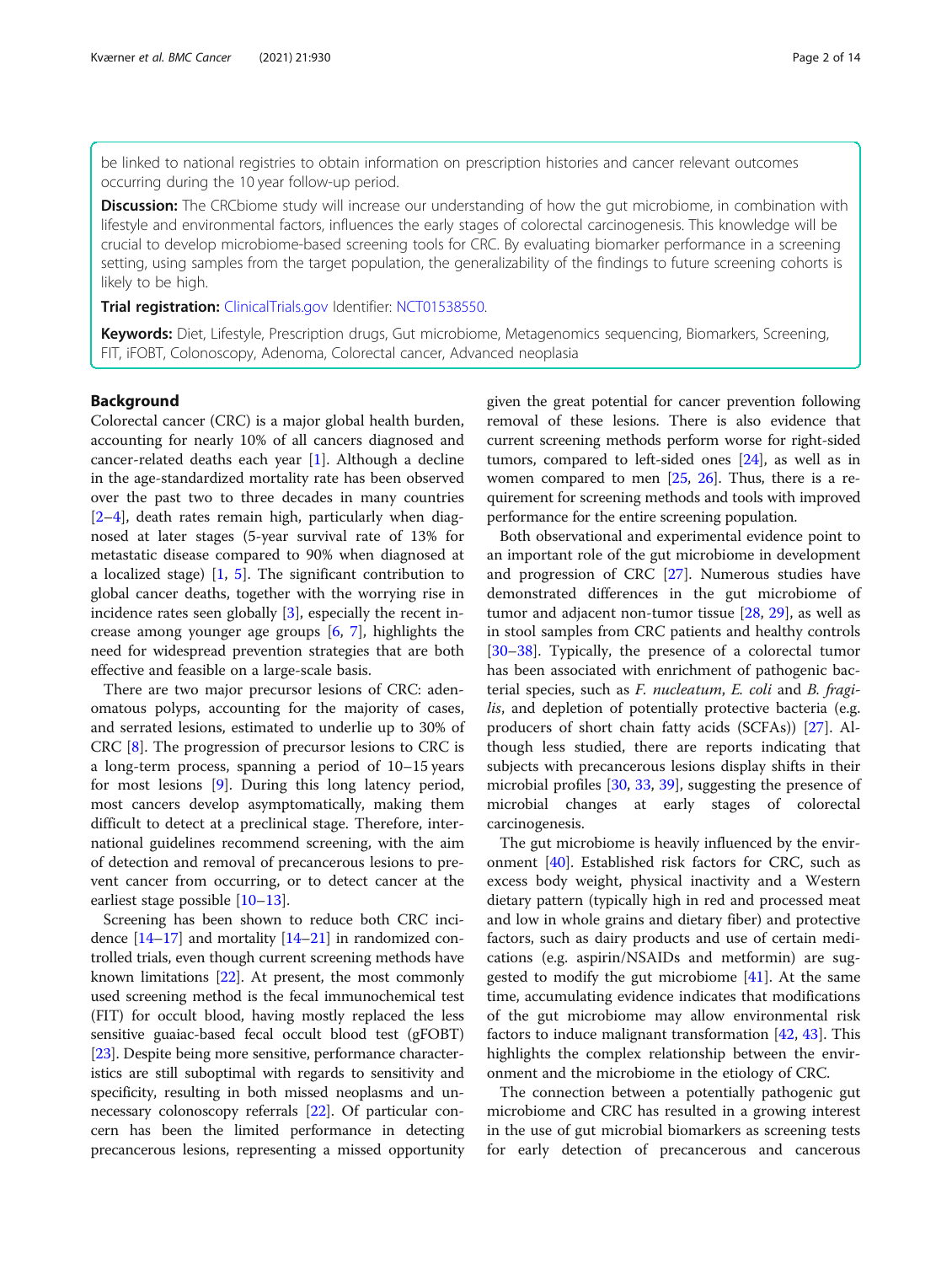be linked to national registries to obtain information on prescription histories and cancer relevant outcomes occurring during the 10 year follow-up period.

**Discussion:** The CRCbiome study will increase our understanding of how the gut microbiome, in combination with lifestyle and environmental factors, influences the early stages of colorectal carcinogenesis. This knowledge will be crucial to develop microbiome-based screening tools for CRC. By evaluating biomarker performance in a screening setting, using samples from the target population, the generalizability of the findings to future screening cohorts is likely to be high.

**Trial registration:** ClinicalTrials.gov Identifier: NCT01538550.

**Keywords:** Diet, Lifestyle, Prescription drugs, Gut microbiome, Metagenomics sequencing, Biomarkers, Screening, FIT, iFOBT, Colonoscopy, Adenoma, Colorectal cancer, Advanced neoplasia

## Background

Colorectal cancer (CRC) is a major global health burden, accounting for nearly 10% of all cancers diagnosed and cancer-related deaths each year [1]. Although a decline in the age-standardized mortality rate has been observed over the past two to three decades in many countries [2–4], death rates remain high, particularly when diagnosed at later stages (5-year survival rate of 13% for metastatic disease compared to 90% when diagnosed at a localized stage) [1, 5]. The significant contribution to global cancer deaths, together with the worrying rise in incidence rates seen globally [3], especially the recent increase among younger age groups [6, 7], highlights the need for widespread prevention strategies that are both effective and feasible on a large-scale basis.

There are two major precursor lesions of CRC: adenomatous polyps, accounting for the majority of cases, and serrated lesions, estimated to underlie up to 30% of CRC [8]. The progression of precursor lesions to CRC is a long-term process, spanning a period of 10–15 years for most lesions [9]. During this long latency period, most cancers develop asymptomatically, making them difficult to detect at a preclinical stage. Therefore, international guidelines recommend screening, with the aim of detection and removal of precancerous lesions to prevent cancer from occurring, or to detect cancer at the earliest stage possible [10–13].

Screening has been shown to reduce both CRC incidence [14–17] and mortality [14–21] in randomized controlled trials, even though current screening methods have known limitations [22]. At present, the most commonly used screening method is the fecal immunochemical test (FIT) for occult blood, having mostly replaced the less sensitive guaiac-based fecal occult blood test (gFOBT) [23]. Despite being more sensitive, performance characteristics are still suboptimal with regards to sensitivity and specificity, resulting in both missed neoplasms and unnecessary colonoscopy referrals [22]. Of particular concern has been the limited performance in detecting precancerous lesions, representing a missed opportunity given the great potential for cancer prevention following removal of these lesions. There is also evidence that current screening methods perform worse for right-sided tumors, compared to left-sided ones [24], as well as in women compared to men [25, 26]. Thus, there is a requirement for screening methods and tools with improved performance for the entire screening population.

Both observational and experimental evidence point to an important role of the gut microbiome in development and progression of CRC [27]. Numerous studies have demonstrated differences in the gut microbiome of tumor and adjacent non-tumor tissue [28, 29], as well as in stool samples from CRC patients and healthy controls [30–38]. Typically, the presence of a colorectal tumor has been associated with enrichment of pathogenic bacterial species, such as *F. nucleatum*, *E. coli* and *B. fragilis*, and depletion of potentially protective bacteria (e.g. producers of short chain fatty acids (SCFAs)) [27]. Although less studied, there are reports indicating that subjects with precancerous lesions display shifts in their microbial profiles [30, 33, 39], suggesting the presence of microbial changes at early stages of colorectal carcinogenesis.

The gut microbiome is heavily influenced by the environment [40]. Established risk factors for CRC, such as excess body weight, physical inactivity and a Western dietary pattern (typically high in red and processed meat and low in whole grains and dietary fiber) and protective factors, such as dairy products and use of certain medications (e.g. aspirin/NSAIDs and metformin) are suggested to modify the gut microbiome [41]. At the same time, accumulating evidence indicates that modifications of the gut microbiome may allow environmental risk factors to induce malignant transformation [42, 43]. This highlights the complex relationship between the environment and the microbiome in the etiology of CRC.

The connection between a potentially pathogenic gut microbiome and CRC has resulted in a growing interest in the use of gut microbial biomarkers as screening tests for early detection of precancerous and cancerous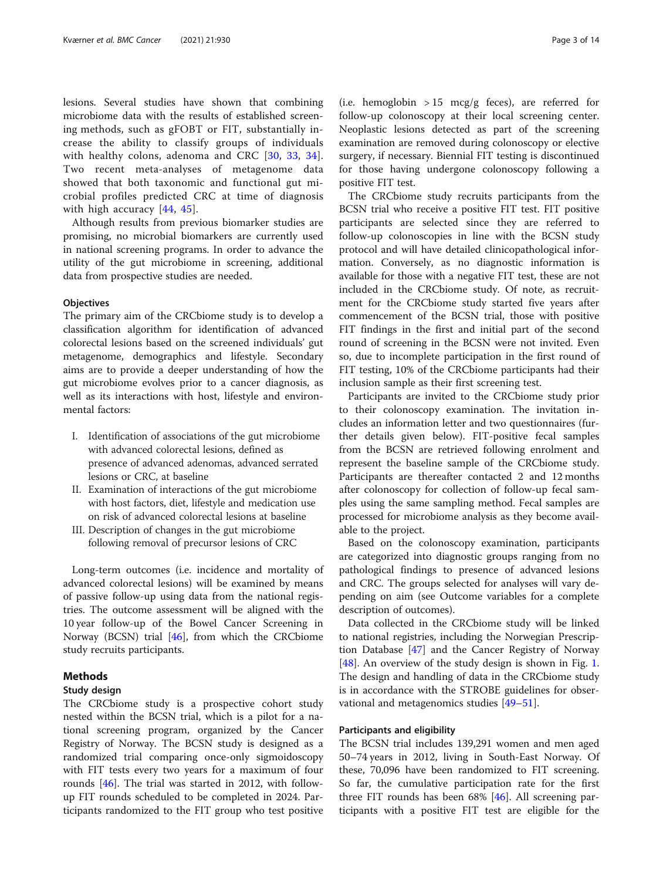lesions. Several studies have shown that combining microbiome data with the results of established screening methods, such as gFOBT or FIT, substantially increase the ability to classify groups of individuals with healthy colons, adenoma and CRC [30, 33, 34]. Two recent meta-analyses of metagenome data showed that both taxonomic and functional gut microbial profiles predicted CRC at time of diagnosis with high accuracy [44, 45].

Although results from previous biomarker studies are promising, no microbial biomarkers are currently used in national screening programs. In order to advance the utility of the gut microbiome in screening, additional data from prospective studies are needed.

### Objectives

The primary aim of the CRCbiome study is to develop a classification algorithm for identification of advanced colorectal lesions based on the screened individuals' gut metagenome, demographics and lifestyle. Secondary aims are to provide a deeper understanding of how the gut microbiome evolves prior to a cancer diagnosis, as well as its interactions with host, lifestyle and environmental factors:

I. Identification of associations of the gut microbiome with advanced colorectal lesions, defined as presence of advanced adenomas, advanced serrated lesions or CRC, at baseline
II. Examination of interactions of the gut microbiome with host factors, diet, lifestyle and medication use on risk of advanced colorectal lesions at baseline
III. Description of changes in the gut microbiome following removal of precursor lesions of CRC

Long-term outcomes (i.e. incidence and mortality of advanced colorectal lesions) will be examined by means of passive follow-up using data from the national registries. The outcome assessment will be aligned with the 10 year follow-up of the Bowel Cancer Screening in Norway (BCSN) trial [46], from which the CRCbiome study recruits participants.

## Methods

### Study design

The CRCbiome study is a prospective cohort study nested within the BCSN trial, which is a pilot for a national screening program, organized by the Cancer Registry of Norway. The BCSN study is designed as a randomized trial comparing once-only sigmoidoscopy with FIT tests every two years for a maximum of four rounds [46]. The trial was started in 2012, with follow-up FIT rounds scheduled to be completed in 2024. Participants randomized to the FIT group who test positive (i.e. hemoglobin > 15 mcg/g feces), are referred for follow-up colonoscopy at their local screening center. Neoplastic lesions detected as part of the screening examination are removed during colonoscopy or elective surgery, if necessary. Biennial FIT testing is discontinued for those having undergone colonoscopy following a positive FIT test.

The CRCbiome study recruits participants from the BCSN trial who receive a positive FIT test. FIT positive participants are selected since they are referred to follow-up colonoscopies in line with the BCSN study protocol and will have detailed clinicopathological information. Conversely, as no diagnostic information is available for those with a negative FIT test, these are not included in the CRCbiome study. Of note, as recruitment for the CRCbiome study started five years after commencement of the BCSN trial, those with positive FIT findings in the first and initial part of the second round of screening in the BCSN were not invited. Even so, due to incomplete participation in the first round of FIT testing, 10% of the CRCbiome participants had their inclusion sample as their first screening test.

Participants are invited to the CRCbiome study prior to their colonoscopy examination. The invitation includes an information letter and two questionnaires (further details given below). FIT-positive fecal samples from the BCSN are retrieved following enrolment and represent the baseline sample of the CRCbiome study. Participants are thereafter contacted 2 and 12 months after colonoscopy for collection of follow-up fecal samples using the same sampling method. Fecal samples are processed for microbiome analysis as they become available to the project.

Based on the colonoscopy examination, participants are categorized into diagnostic groups ranging from no pathological findings to presence of advanced lesions and CRC. The groups selected for analyses will vary depending on aim (see Outcome variables for a complete description of outcomes).

Data collected in the CRCbiome study will be linked to national registries, including the Norwegian Prescription Database [47] and the Cancer Registry of Norway [48]. An overview of the study design is shown in Fig. 1. The design and handling of data in the CRCbiome study is in accordance with the STROBE guidelines for observational and metagenomics studies [49–51].

### Participants and eligibility

The BCSN trial includes 139,291 women and men aged 50–74 years in 2012, living in South-East Norway. Of these, 70,096 have been randomized to FIT screening. So far, the cumulative participation rate for the first three FIT rounds has been 68% [46]. All screening participants with a positive FIT test are eligible for the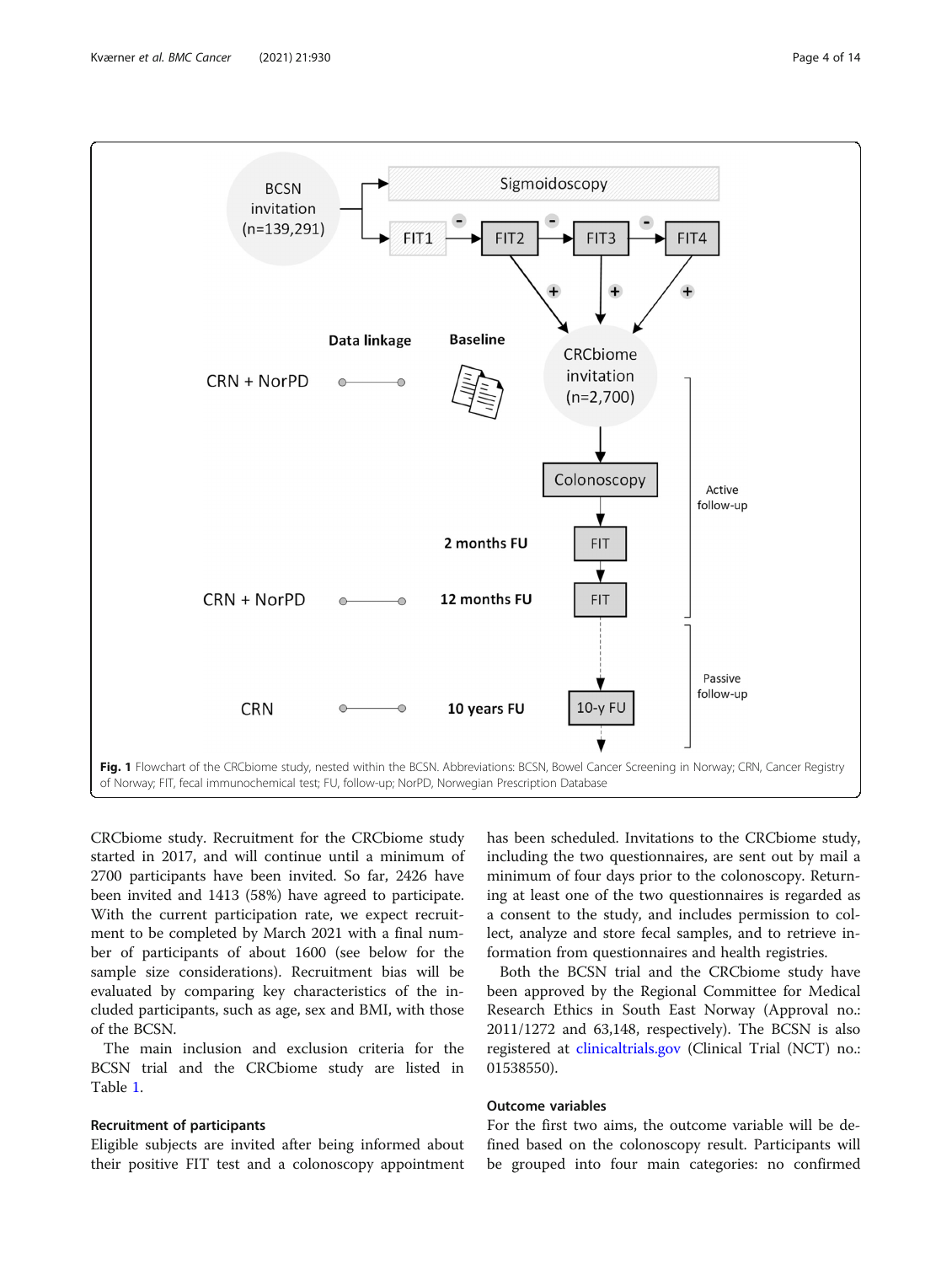Fig. 1 Flowchart of the CRCbiome study, nested within the BCSN. Abbreviations: BCSN, Bowel Cancer Screening in Norway; CRN, Cancer Registry of Norway; FIT, fecal immunochemical test; FU, follow-up; NorPD, Norwegian Prescription Database

CRCbiome study. Recruitment for the CRCbiome study started in 2017, and will continue until a minimum of 2700 participants have been invited. So far, 2426 have been invited and 1413 (58%) have agreed to participate. With the current participation rate, we expect recruitment to be completed by March 2021 with a final number of participants of about 1600 (see below for the sample size considerations). Recruitment bias will be evaluated by comparing key characteristics of the included participants, such as age, sex and BMI, with those of the BCSN.

The main inclusion and exclusion criteria for the BCSN trial and the CRCbiome study are listed in Table 1.

### Recruitment of participants

Eligible subjects are invited after being informed about their positive FIT test and a colonoscopy appointment has been scheduled. Invitations to the CRCbiome study, including the two questionnaires, are sent out by mail a minimum of four days prior to the colonoscopy. Returning at least one of the two questionnaires is regarded as a consent to the study, and includes permission to collect, analyze and store fecal samples, and to retrieve information from questionnaires and health registries.

Both the BCSN trial and the CRCbiome study have been approved by the Regional Committee for Medical Research Ethics in South East Norway (Approval no.: 2011/1272 and 63,148, respectively). The BCSN is also registered at clinicaltrials.gov (Clinical Trial (NCT) no.: 01538550).

### Outcome variables

For the first two aims, the outcome variable will be defined based on the colonoscopy result. Participants will be grouped into four main categories: no confirmed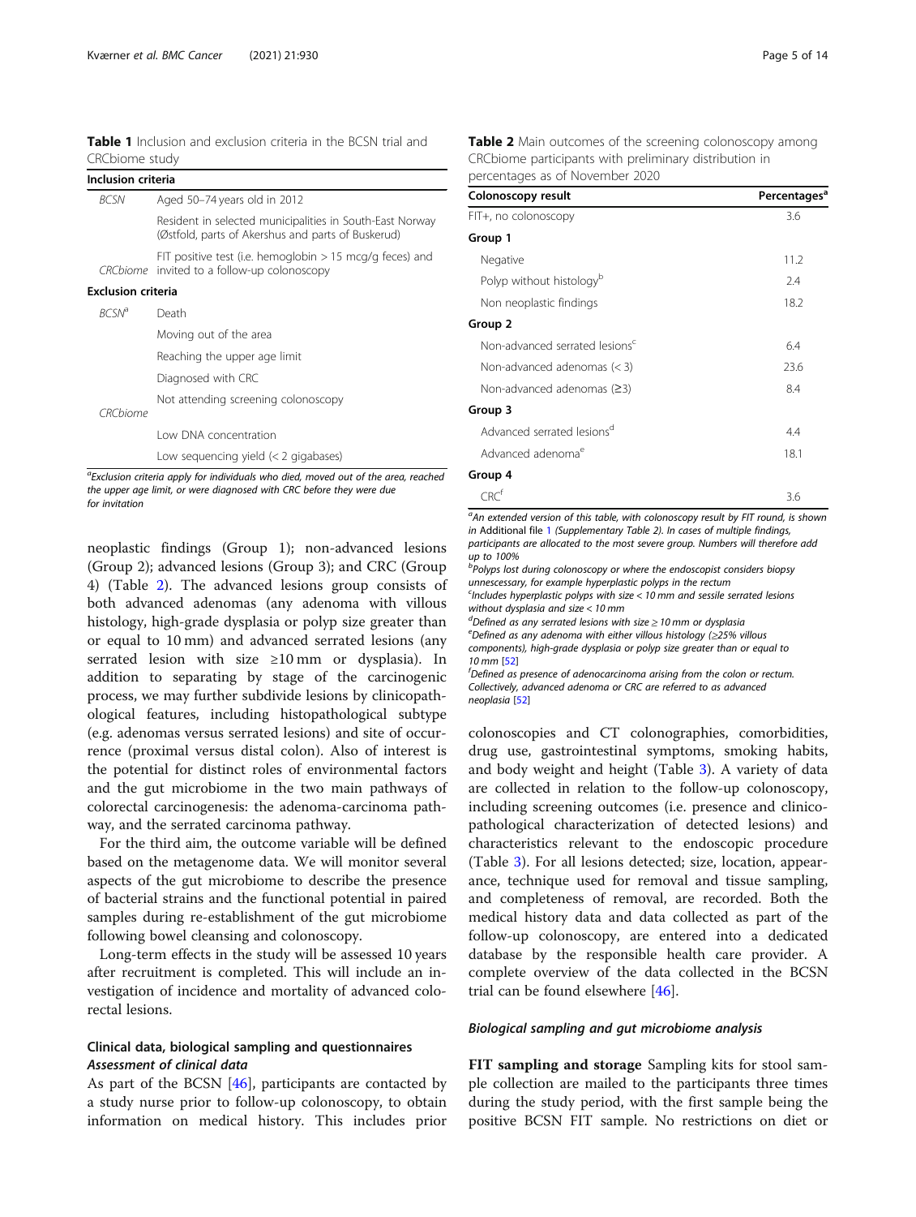**Table 1** Inclusion and exclusion criteria in the BCSN trial and CRCbiome study

| **Inclusion criteria** | |
|---|---|
| *BCSN* | Aged 50–74 years old in 2012 |
| | Resident in selected municipalities in South-East Norway (Østfold, parts of Akershus and parts of Buskerud) |
| *CRCbiome* | FIT positive test (i.e. hemoglobin > 15 mcg/g feces) and invited to a follow-up colonoscopy |
| **Exclusion criteria** | |
| *BCSN*[a] | Death |
| | Moving out of the area |
| | Reaching the upper age limit |
| | Diagnosed with CRC |
| *CRCbiome* | Not attending screening colonoscopy |
| | Low DNA concentration |
| | Low sequencing yield (< 2 gigabases) |

[a]*Exclusion criteria apply for individuals who died, moved out of the area, reached the upper age limit, or were diagnosed with CRC before they were due for invitation*

**Table 2** Main outcomes of the screening colonoscopy among CRCbiome participants with preliminary distribution in percentages as of November 2020

| Colonoscopy result | Percentages[a] |
|---|---|
| FIT+, no colonoscopy | 3.6 |
| **Group 1** | |
| Negative | 11.2 |
| Polyp without histology[b] | 2.4 |
| Non neoplastic findings | 18.2 |
| **Group 2** | |
| Non-advanced serrated lesions[c] | 6.4 |
| Non-advanced adenomas (< 3) | 23.6 |
| Non-advanced adenomas (≥3) | 8.4 |
| **Group 3** | |
| Advanced serrated lesions[d] | 4.4 |
| Advanced adenoma[e] | 18.1 |
| **Group 4** | |
| CRC[f] | 3.6 |

[a]*An extended version of this table, with colonoscopy result by FIT round, is shown in* Additional file 1 *(Supplementary Table 2). In cases of multiple findings, participants are allocated to the most severe group. Numbers will therefore add up to 100%*
[b]*Polyps lost during colonoscopy or where the endoscopist considers biopsy unnecessary, for example hyperplastic polyps in the rectum*
[c]*Includes hyperplastic polyps with size < 10 mm and sessile serrated lesions without dysplasia and size < 10 mm*
[d]*Defined as any serrated lesions with size ≥ 10 mm or dysplasia*
[e]*Defined as any adenoma with either villous histology (≥25% villous components), high-grade dysplasia or polyp size greater than or equal to 10 mm* [52]
[f]*Defined as presence of adenocarcinoma arising from the colon or rectum. Collectively, advanced adenoma or CRC are referred to as advanced neoplasia* [52]

neoplastic findings (Group 1); non-advanced lesions (Group 2); advanced lesions (Group 3); and CRC (Group 4) (Table 2). The advanced lesions group consists of both advanced adenomas (any adenoma with villous histology, high-grade dysplasia or polyp size greater than or equal to 10 mm) and advanced serrated lesions (any serrated lesion with size ≥10 mm or dysplasia). In addition to separating by stage of the carcinogenic process, we may further subdivide lesions by clinicopathological features, including histopathological subtype (e.g. adenomas versus serrated lesions) and site of occurrence (proximal versus distal colon). Also of interest is the potential for distinct roles of environmental factors and the gut microbiome in the two main pathways of colorectal carcinogenesis: the adenoma-carcinoma pathway, and the serrated carcinoma pathway.

For the third aim, the outcome variable will be defined based on the metagenome data. We will monitor several aspects of the gut microbiome to describe the presence of bacterial strains and the functional potential in paired samples during re-establishment of the gut microbiome following bowel cleansing and colonoscopy.

Long-term effects in the study will be assessed 10 years after recruitment is completed. This will include an investigation of incidence and mortality of advanced colorectal lesions.

## Clinical data, biological sampling and questionnaires

### *Assessment of clinical data*

As part of the BCSN [46], participants are contacted by a study nurse prior to follow-up colonoscopy, to obtain information on medical history. This includes prior colonoscopies and CT colonographies, comorbidities, drug use, gastrointestinal symptoms, smoking habits, and body weight and height (Table 3). A variety of data are collected in relation to the follow-up colonoscopy, including screening outcomes (i.e. presence and clinicopathological characterization of detected lesions) and characteristics relevant to the endoscopic procedure (Table 3). For all lesions detected; size, location, appearance, technique used for removal and tissue sampling, and completeness of removal, are recorded. Both the medical history data and data collected as part of the follow-up colonoscopy, are entered into a dedicated database by the responsible health care provider. A complete overview of the data collected in the BCSN trial can be found elsewhere [46].

### *Biological sampling and gut microbiome analysis*

**FIT sampling and storage** Sampling kits for stool sample collection are mailed to the participants three times during the study period, with the first sample being the positive BCSN FIT sample. No restrictions on diet or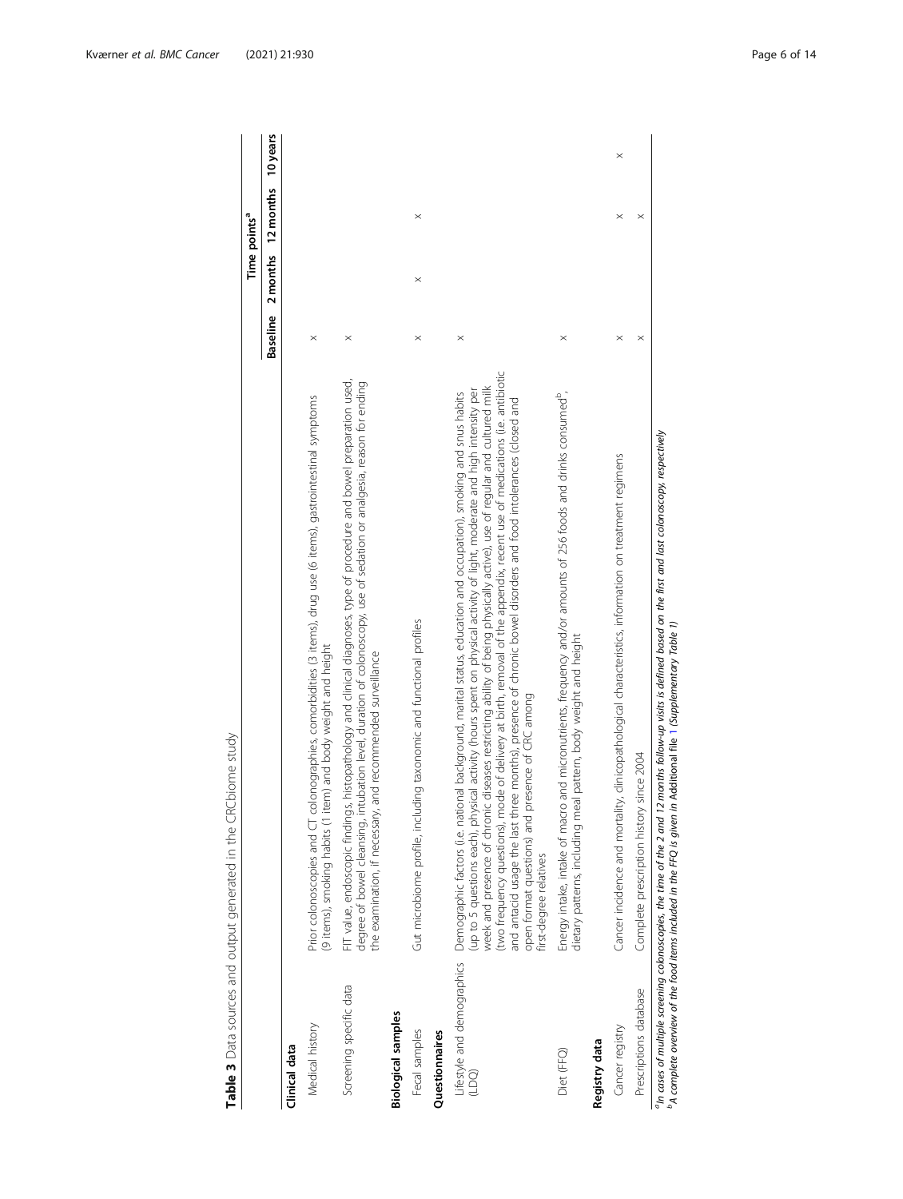**Table 3** Data sources and output generated in the CRCbiome study

| | | Time points[a] | | | |
|---|---|---|---|---|---|
| | | Baseline | 2 months | 12 months | 10 years |
| **Clinical data** | | | | | |
| Medical history | Prior colonoscopies and CT colonographies, comorbidities (3 items), drug use (6 items), gastrointestinal symptoms (9 items), smoking habits (1 item) and body weight and height | x | | | |
| Screening specific data | FIT value, endoscopic findings, histopathology and clinical diagnoses, type of procedure and bowel preparation used, degree of bowel cleansing, intubation level, duration of colonoscopy, use of sedation or analgesia, reason for ending the examination, if necessary, and recommended surveillance | x | | | |
| **Biological samples** | | | | | |
| Fecal samples | Gut microbiome profile, including taxonomic and functional profiles | x | x | x | |
| **Questionnaires** | | | | | |
| Lifestyle and demographics (LDQ) | Demographic factors (i.e. national background, marital status, education and occupation), smoking and snus habits (up to 5 questions each), physical activity (hours spent on physical activity of light, moderate and high intensity per week and presence of chronic diseases restricting ability of being physically active), use of regular and cultured milk (two frequency questions), mode of delivery at birth, removal of the appendix, recent use of medications (i.e. antibiotic and antacid usage the last three months), presence of chronic bowel disorders and food intolerances (closed and open format questions) and presence of CRC among first-degree relatives | x | | | |
| Diet (FFQ) | Energy intake, intake of macro and micronutrients, frequency and/or amounts of 256 foods and drinks consumed[b], dietary patterns, including meal pattern, body weight and height | x | | | |
| **Registry data** | | | | | |
| Cancer registry | Cancer incidence and mortality, clinicopathological characteristics, information on treatment regimens | x | | x | x |
| Prescriptions database | Complete prescription history since 2004 | x | | x | |

[a] *In cases of multiple screening colonoscopies, the time of the 2 and 12 months follow-up visits is defined based on the first and last colonoscopy, respectively*
[b] *A complete overview of the food items included in the FFQ is given in Additional file 1 (Supplementary Table 1)*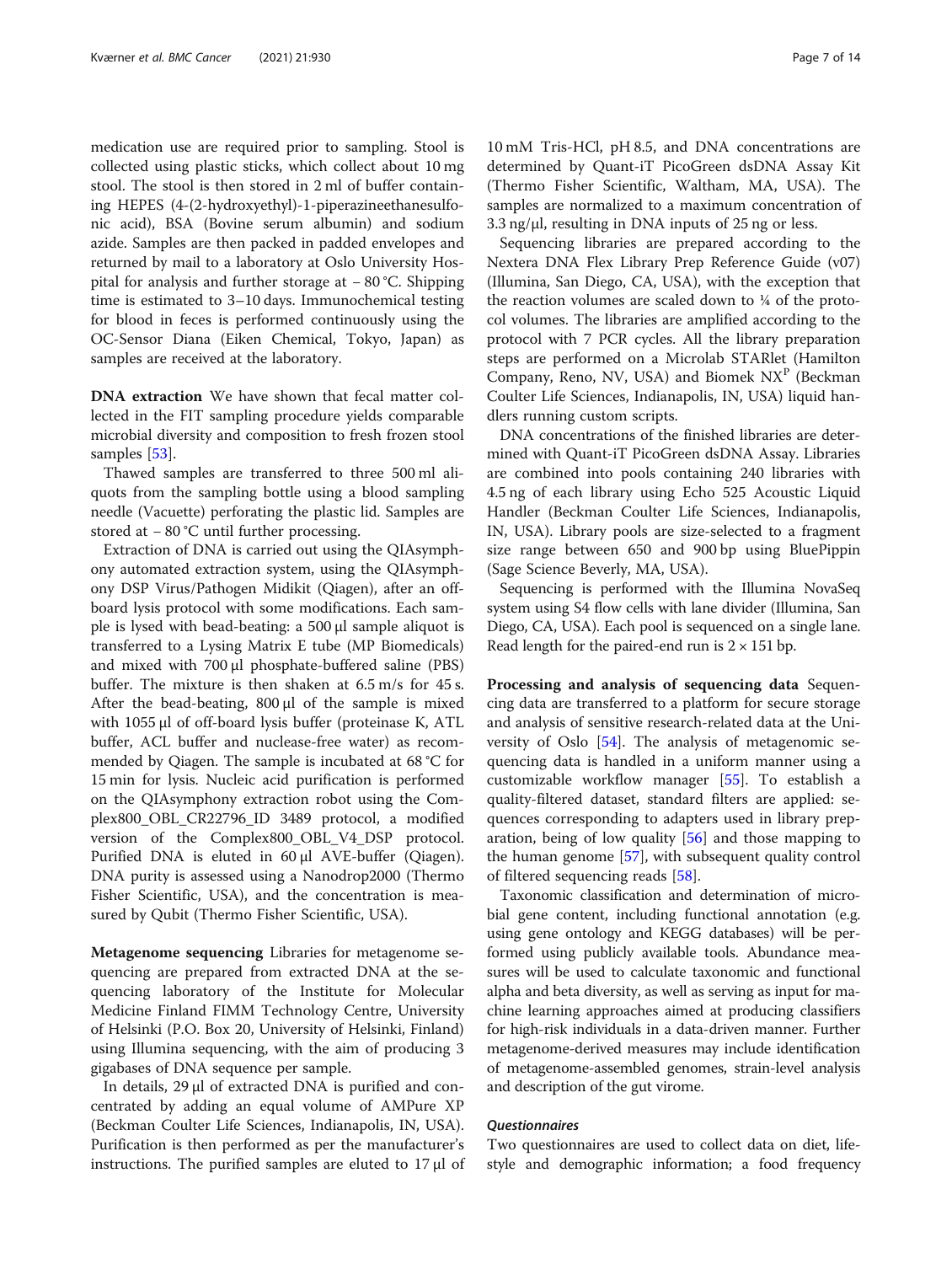medication use are required prior to sampling. Stool is collected using plastic sticks, which collect about 10 mg stool. The stool is then stored in 2 ml of buffer containing HEPES (4-(2-hydroxyethyl)-1-piperazineethanesulfonic acid), BSA (Bovine serum albumin) and sodium azide. Samples are then packed in padded envelopes and returned by mail to a laboratory at Oslo University Hospital for analysis and further storage at − 80 °C. Shipping time is estimated to 3–10 days. Immunochemical testing for blood in feces is performed continuously using the OC-Sensor Diana (Eiken Chemical, Tokyo, Japan) as samples are received at the laboratory.

**DNA extraction** We have shown that fecal matter collected in the FIT sampling procedure yields comparable microbial diversity and composition to fresh frozen stool samples [53].

Thawed samples are transferred to three 500 ml aliquots from the sampling bottle using a blood sampling needle (Vacuette) perforating the plastic lid. Samples are stored at − 80 °C until further processing.

Extraction of DNA is carried out using the QIAsymphony automated extraction system, using the QIAsymphony DSP Virus/Pathogen Midikit (Qiagen), after an off-board lysis protocol with some modifications. Each sample is lysed with bead-beating: a 500 μl sample aliquot is transferred to a Lysing Matrix E tube (MP Biomedicals) and mixed with 700 μl phosphate-buffered saline (PBS) buffer. The mixture is then shaken at 6.5 m/s for 45 s. After the bead-beating, 800 μl of the sample is mixed with 1055 μl of off-board lysis buffer (proteinase K, ATL buffer, ACL buffer and nuclease-free water) as recommended by Qiagen. The sample is incubated at 68 °C for 15 min for lysis. Nucleic acid purification is performed on the QIAsymphony extraction robot using the Complex800_OBL_CR22796_ID 3489 protocol, a modified version of the Complex800_OBL_V4_DSP protocol. Purified DNA is eluted in 60 μl AVE-buffer (Qiagen). DNA purity is assessed using a Nanodrop2000 (Thermo Fisher Scientific, USA), and the concentration is measured by Qubit (Thermo Fisher Scientific, USA).

**Metagenome sequencing** Libraries for metagenome sequencing are prepared from extracted DNA at the sequencing laboratory of the Institute for Molecular Medicine Finland FIMM Technology Centre, University of Helsinki (P.O. Box 20, University of Helsinki, Finland) using Illumina sequencing, with the aim of producing 3 gigabases of DNA sequence per sample.

In details, 29 μl of extracted DNA is purified and concentrated by adding an equal volume of AMPure XP (Beckman Coulter Life Sciences, Indianapolis, IN, USA). Purification is then performed as per the manufacturer's instructions. The purified samples are eluted to 17 μl of 10 mM Tris-HCl, pH 8.5, and DNA concentrations are determined by Quant-iT PicoGreen dsDNA Assay Kit (Thermo Fisher Scientific, Waltham, MA, USA). The samples are normalized to a maximum concentration of 3.3 ng/μl, resulting in DNA inputs of 25 ng or less.

Sequencing libraries are prepared according to the Nextera DNA Flex Library Prep Reference Guide (v07) (Illumina, San Diego, CA, USA), with the exception that the reaction volumes are scaled down to ¼ of the protocol volumes. The libraries are amplified according to the protocol with 7 PCR cycles. All the library preparation steps are performed on a Microlab STARlet (Hamilton Company, Reno, NV, USA) and Biomek NX$^P$ (Beckman Coulter Life Sciences, Indianapolis, IN, USA) liquid handlers running custom scripts.

DNA concentrations of the finished libraries are determined with Quant-iT PicoGreen dsDNA Assay. Libraries are combined into pools containing 240 libraries with 4.5 ng of each library using Echo 525 Acoustic Liquid Handler (Beckman Coulter Life Sciences, Indianapolis, IN, USA). Library pools are size-selected to a fragment size range between 650 and 900 bp using BluePippin (Sage Science Beverly, MA, USA).

Sequencing is performed with the Illumina NovaSeq system using S4 flow cells with lane divider (Illumina, San Diego, CA, USA). Each pool is sequenced on a single lane. Read length for the paired-end run is 2 × 151 bp.

**Processing and analysis of sequencing data** Sequencing data are transferred to a platform for secure storage and analysis of sensitive research-related data at the University of Oslo [54]. The analysis of metagenomic sequencing data is handled in a uniform manner using a customizable workflow manager [55]. To establish a quality-filtered dataset, standard filters are applied: sequences corresponding to adapters used in library preparation, being of low quality [56] and those mapping to the human genome [57], with subsequent quality control of filtered sequencing reads [58].

Taxonomic classification and determination of microbial gene content, including functional annotation (e.g. using gene ontology and KEGG databases) will be performed using publicly available tools. Abundance measures will be used to calculate taxonomic and functional alpha and beta diversity, as well as serving as input for machine learning approaches aimed at producing classifiers for high-risk individuals in a data-driven manner. Further metagenome-derived measures may include identification of metagenome-assembled genomes, strain-level analysis and description of the gut virome.

#### *Questionnaires*

Two questionnaires are used to collect data on diet, lifestyle and demographic information; a food frequency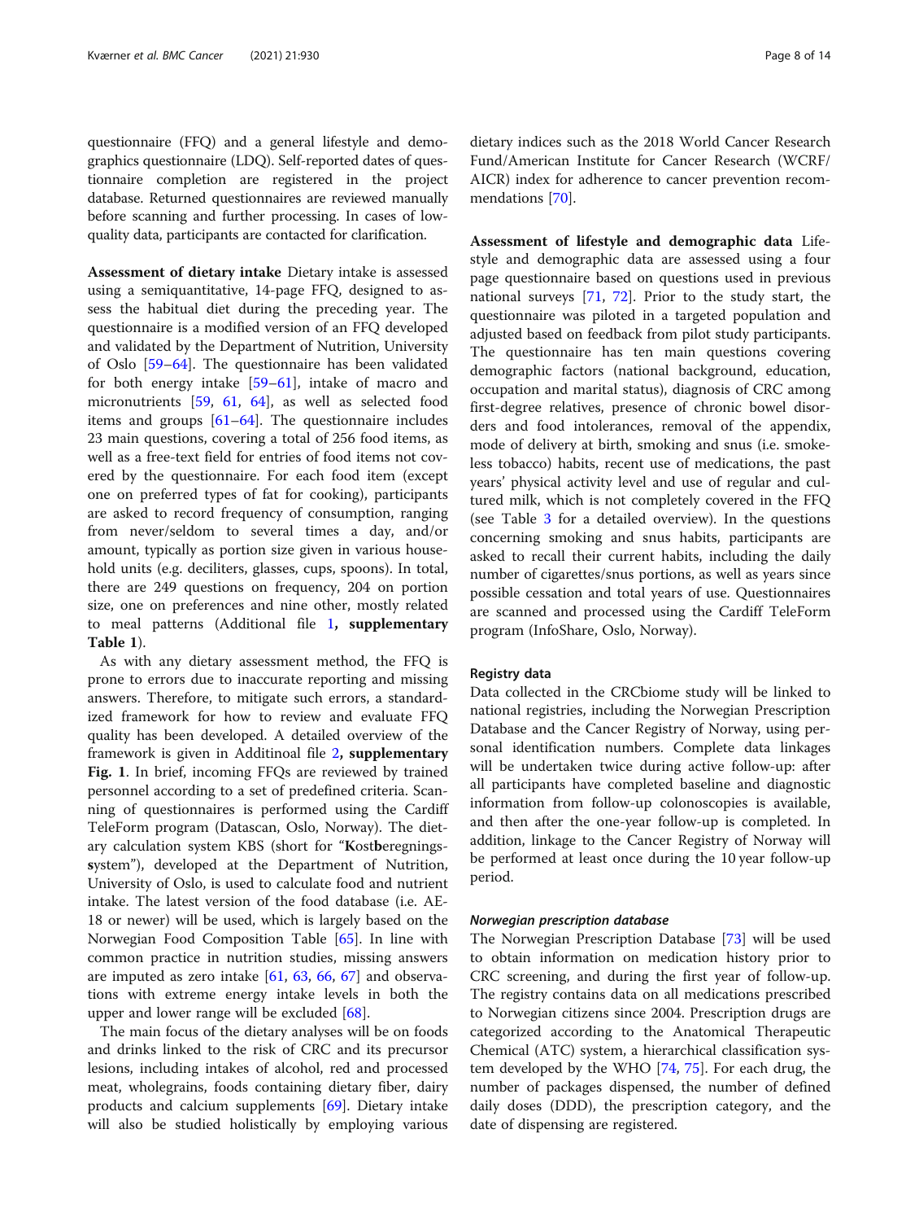questionnaire (FFQ) and a general lifestyle and demographics questionnaire (LDQ). Self-reported dates of questionnaire completion are registered in the project database. Returned questionnaires are reviewed manually before scanning and further processing. In cases of low-quality data, participants are contacted for clarification.

**Assessment of dietary intake** Dietary intake is assessed using a semiquantitative, 14-page FFQ, designed to assess the habitual diet during the preceding year. The questionnaire is a modified version of an FFQ developed and validated by the Department of Nutrition, University of Oslo [59–64]. The questionnaire has been validated for both energy intake [59–61], intake of macro and micronutrients [59, 61, 64], as well as selected food items and groups [61–64]. The questionnaire includes 23 main questions, covering a total of 256 food items, as well as a free-text field for entries of food items not covered by the questionnaire. For each food item (except one on preferred types of fat for cooking), participants are asked to record frequency of consumption, ranging from never/seldom to several times a day, and/or amount, typically as portion size given in various household units (e.g. deciliters, glasses, cups, spoons). In total, there are 249 questions on frequency, 204 on portion size, one on preferences and nine other, mostly related to meal patterns (Additional file 1, **supplementary Table 1**).

As with any dietary assessment method, the FFQ is prone to errors due to inaccurate reporting and missing answers. Therefore, to mitigate such errors, a standardized framework for how to review and evaluate FFQ quality has been developed. A detailed overview of the framework is given in Additinoal file 2, **supplementary Fig. 1**. In brief, incoming FFQs are reviewed by trained personnel according to a set of predefined criteria. Scanning of questionnaires is performed using the Cardiff TeleForm program (Datascan, Oslo, Norway). The dietary calculation system KBS (short for "**K**ost**b**eregnings**s**ystem"), developed at the Department of Nutrition, University of Oslo, is used to calculate food and nutrient intake. The latest version of the food database (i.e. AE-18 or newer) will be used, which is largely based on the Norwegian Food Composition Table [65]. In line with common practice in nutrition studies, missing answers are imputed as zero intake [61, 63, 66, 67] and observations with extreme energy intake levels in both the upper and lower range will be excluded [68].

The main focus of the dietary analyses will be on foods and drinks linked to the risk of CRC and its precursor lesions, including intakes of alcohol, red and processed meat, wholegrains, foods containing dietary fiber, dairy products and calcium supplements [69]. Dietary intake will also be studied holistically by employing various dietary indices such as the 2018 World Cancer Research Fund/American Institute for Cancer Research (WCRF/AICR) index for adherence to cancer prevention recommendations [70].

**Assessment of lifestyle and demographic data** Lifestyle and demographic data are assessed using a four page questionnaire based on questions used in previous national surveys [71, 72]. Prior to the study start, the questionnaire was piloted in a targeted population and adjusted based on feedback from pilot study participants. The questionnaire has ten main questions covering demographic factors (national background, education, occupation and marital status), diagnosis of CRC among first-degree relatives, presence of chronic bowel disorders and food intolerances, removal of the appendix, mode of delivery at birth, smoking and snus (i.e. smokeless tobacco) habits, recent use of medications, the past years' physical activity level and use of regular and cultured milk, which is not completely covered in the FFQ (see Table 3 for a detailed overview). In the questions concerning smoking and snus habits, participants are asked to recall their current habits, including the daily number of cigarettes/snus portions, as well as years since possible cessation and total years of use. Questionnaires are scanned and processed using the Cardiff TeleForm program (InfoShare, Oslo, Norway).

### Registry data

Data collected in the CRCbiome study will be linked to national registries, including the Norwegian Prescription Database and the Cancer Registry of Norway, using personal identification numbers. Complete data linkages will be undertaken twice during active follow-up: after all participants have completed baseline and diagnostic information from follow-up colonoscopies is available, and then after the one-year follow-up is completed. In addition, linkage to the Cancer Registry of Norway will be performed at least once during the 10 year follow-up period.

#### *Norwegian prescription database*

The Norwegian Prescription Database [73] will be used to obtain information on medication history prior to CRC screening, and during the first year of follow-up. The registry contains data on all medications prescribed to Norwegian citizens since 2004. Prescription drugs are categorized according to the Anatomical Therapeutic Chemical (ATC) system, a hierarchical classification system developed by the WHO [74, 75]. For each drug, the number of packages dispensed, the number of defined daily doses (DDD), the prescription category, and the date of dispensing are registered.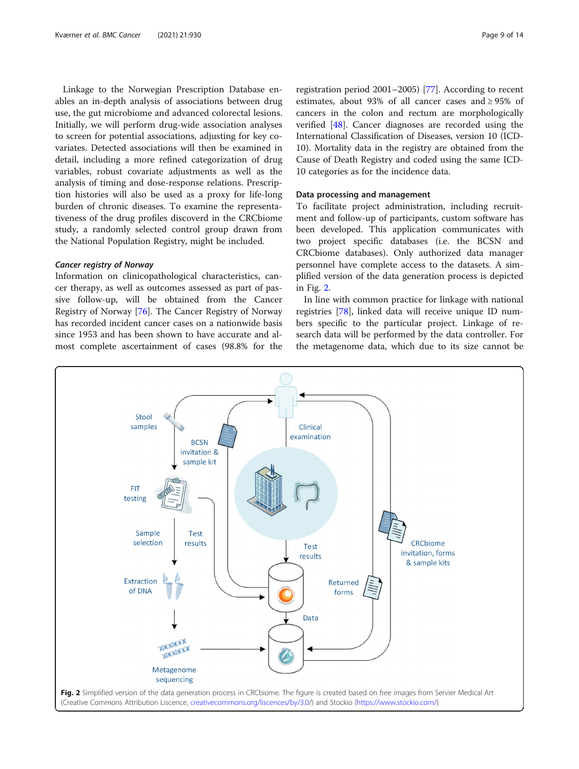Linkage to the Norwegian Prescription Database enables an in-depth analysis of associations between drug use, the gut microbiome and advanced colorectal lesions. Initially, we will perform drug-wide association analyses to screen for potential associations, adjusting for key covariates. Detected associations will then be examined in detail, including a more refined categorization of drug variables, robust covariate adjustments as well as the analysis of timing and dose-response relations. Prescription histories will also be used as a proxy for life-long burden of chronic diseases. To examine the representativeness of the drug profiles discovered in the CRCbiome study, a randomly selected control group drawn from the National Population Registry, might be included.

### *Cancer registry of Norway*

Information on clinicopathological characteristics, cancer therapy, as well as outcomes assessed as part of passive follow-up, will be obtained from the Cancer Registry of Norway [76]. The Cancer Registry of Norway has recorded incident cancer cases on a nationwide basis since 1953 and has been shown to have accurate and almost complete ascertainment of cases (98.8% for the registration period 2001–2005) [77]. According to recent estimates, about 93% of all cancer cases and ≥ 95% of cancers in the colon and rectum are morphologically verified [48]. Cancer diagnoses are recorded using the International Classification of Diseases, version 10 (ICD-10). Mortality data in the registry are obtained from the Cause of Death Registry and coded using the same ICD-10 categories as for the incidence data.

### Data processing and management

To facilitate project administration, including recruitment and follow-up of participants, custom software has been developed. This application communicates with two project specific databases (i.e. the BCSN and CRCbiome databases). Only authorized data manager personnel have complete access to the datasets. A simplified version of the data generation process is depicted in Fig. 2.

In line with common practice for linkage with national registries [78], linked data will receive unique ID numbers specific to the particular project. Linkage of research data will be performed by the data controller. For the metagenome data, which due to its size cannot be

**Fig. 2** Simplified version of the data generation process in CRCbiome. The figure is created based on free images from Servier Medical Art (Creative Commons Attribution Liscence, creativecommons.org/liscences/by/3.0/) and Stockio (https://www.stockio.com/)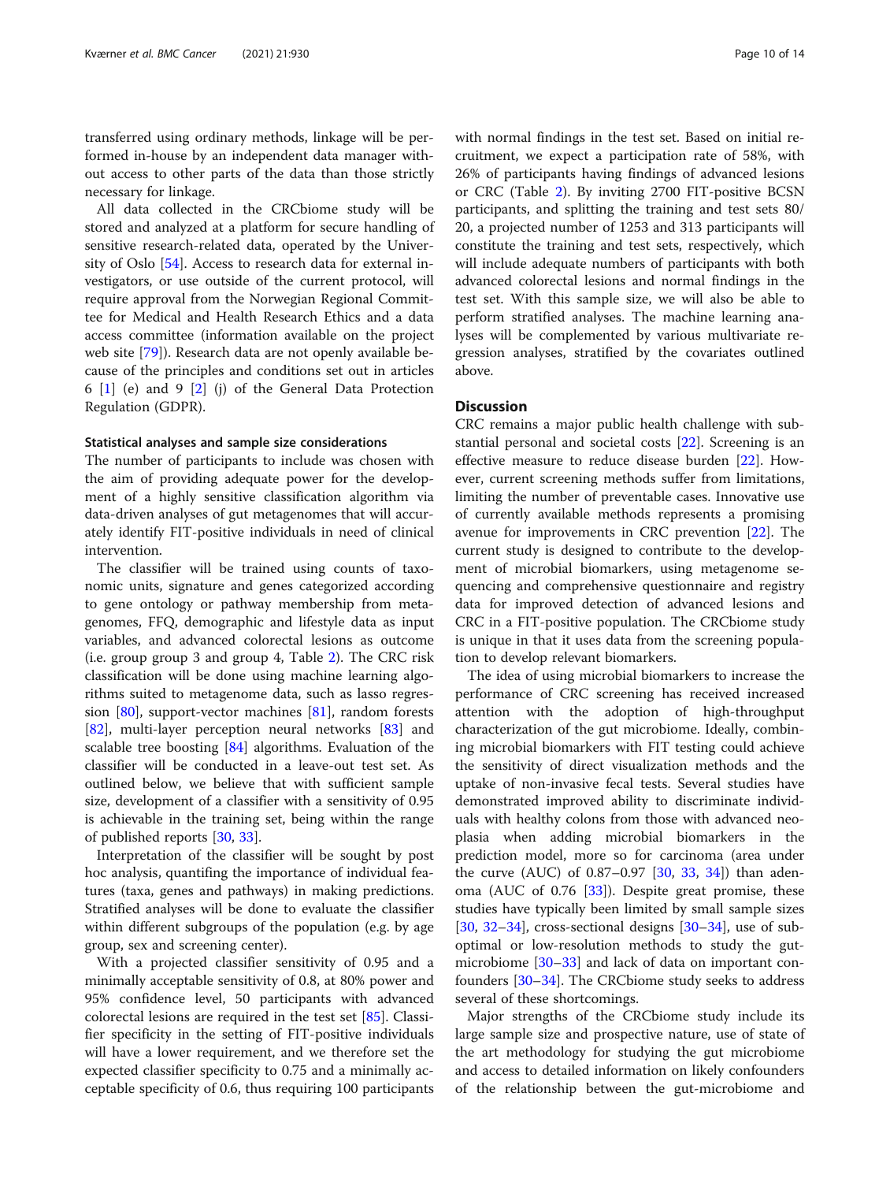transferred using ordinary methods, linkage will be performed in-house by an independent data manager without access to other parts of the data than those strictly necessary for linkage.

All data collected in the CRCbiome study will be stored and analyzed at a platform for secure handling of sensitive research-related data, operated by the University of Oslo [54]. Access to research data for external investigators, or use outside of the current protocol, will require approval from the Norwegian Regional Committee for Medical and Health Research Ethics and a data access committee (information available on the project web site [79]). Research data are not openly available because of the principles and conditions set out in articles 6 [1] (e) and 9 [2] (j) of the General Data Protection Regulation (GDPR).

#### Statistical analyses and sample size considerations

The number of participants to include was chosen with the aim of providing adequate power for the development of a highly sensitive classification algorithm via data-driven analyses of gut metagenomes that will accurately identify FIT-positive individuals in need of clinical intervention.

The classifier will be trained using counts of taxonomic units, signature and genes categorized according to gene ontology or pathway membership from metagenomes, FFQ, demographic and lifestyle data as input variables, and advanced colorectal lesions as outcome (i.e. group group 3 and group 4, Table 2). The CRC risk classification will be done using machine learning algorithms suited to metagenome data, such as lasso regression [80], support-vector machines [81], random forests [82], multi-layer perception neural networks [83] and scalable tree boosting [84] algorithms. Evaluation of the classifier will be conducted in a leave-out test set. As outlined below, we believe that with sufficient sample size, development of a classifier with a sensitivity of 0.95 is achievable in the training set, being within the range of published reports [30, 33].

Interpretation of the classifier will be sought by post hoc analysis, quantifing the importance of individual features (taxa, genes and pathways) in making predictions. Stratified analyses will be done to evaluate the classifier within different subgroups of the population (e.g. by age group, sex and screening center).

With a projected classifier sensitivity of 0.95 and a minimally acceptable sensitivity of 0.8, at 80% power and 95% confidence level, 50 participants with advanced colorectal lesions are required in the test set [85]. Classifier specificity in the setting of FIT-positive individuals will have a lower requirement, and we therefore set the expected classifier specificity to 0.75 and a minimally acceptable specificity of 0.6, thus requiring 100 participants with normal findings in the test set. Based on initial recruitment, we expect a participation rate of 58%, with 26% of participants having findings of advanced lesions or CRC (Table 2). By inviting 2700 FIT-positive BCSN participants, and splitting the training and test sets 80/20, a projected number of 1253 and 313 participants will constitute the training and test sets, respectively, which will include adequate numbers of participants with both advanced colorectal lesions and normal findings in the test set. With this sample size, we will also be able to perform stratified analyses. The machine learning analyses will be complemented by various multivariate regression analyses, stratified by the covariates outlined above.

## Discussion

CRC remains a major public health challenge with substantial personal and societal costs [22]. Screening is an effective measure to reduce disease burden [22]. However, current screening methods suffer from limitations, limiting the number of preventable cases. Innovative use of currently available methods represents a promising avenue for improvements in CRC prevention [22]. The current study is designed to contribute to the development of microbial biomarkers, using metagenome sequencing and comprehensive questionnaire and registry data for improved detection of advanced lesions and CRC in a FIT-positive population. The CRCbiome study is unique in that it uses data from the screening population to develop relevant biomarkers.

The idea of using microbial biomarkers to increase the performance of CRC screening has received increased attention with the adoption of high-throughput characterization of the gut microbiome. Ideally, combining microbial biomarkers with FIT testing could achieve the sensitivity of direct visualization methods and the uptake of non-invasive fecal tests. Several studies have demonstrated improved ability to discriminate individuals with healthy colons from those with advanced neoplasia when adding microbial biomarkers in the prediction model, more so for carcinoma (area under the curve (AUC) of 0.87–0.97 [30, 33, 34]) than adenoma (AUC of 0.76 [33]). Despite great promise, these studies have typically been limited by small sample sizes [30, 32–34], cross-sectional designs [30–34], use of suboptimal or low-resolution methods to study the gut-microbiome [30–33] and lack of data on important confounders [30–34]. The CRCbiome study seeks to address several of these shortcomings.

Major strengths of the CRCbiome study include its large sample size and prospective nature, use of state of the art methodology for studying the gut microbiome and access to detailed information on likely confounders of the relationship between the gut-microbiome and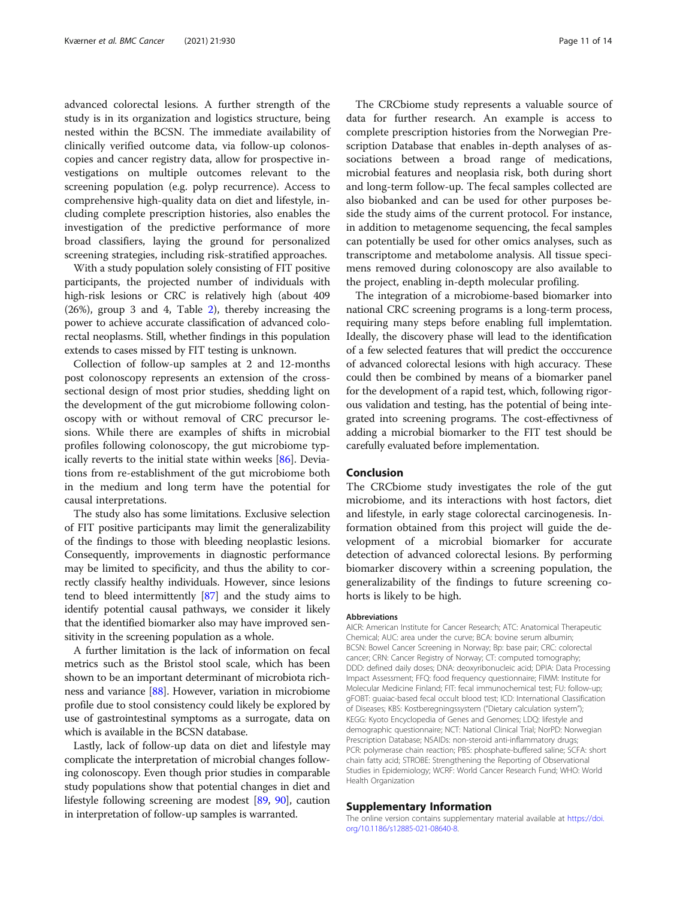advanced colorectal lesions. A further strength of the study is in its organization and logistics structure, being nested within the BCSN. The immediate availability of clinically verified outcome data, via follow-up colonoscopies and cancer registry data, allow for prospective investigations on multiple outcomes relevant to the screening population (e.g. polyp recurrence). Access to comprehensive high-quality data on diet and lifestyle, including complete prescription histories, also enables the investigation of the predictive performance of more broad classifiers, laying the ground for personalized screening strategies, including risk-stratified approaches.

With a study population solely consisting of FIT positive participants, the projected number of individuals with high-risk lesions or CRC is relatively high (about 409 (26%), group 3 and 4, Table 2), thereby increasing the power to achieve accurate classification of advanced colorectal neoplasms. Still, whether findings in this population extends to cases missed by FIT testing is unknown.

Collection of follow-up samples at 2 and 12-months post colonoscopy represents an extension of the cross-sectional design of most prior studies, shedding light on the development of the gut microbiome following colonoscopy with or without removal of CRC precursor lesions. While there are examples of shifts in microbial profiles following colonoscopy, the gut microbiome typically reverts to the initial state within weeks [86]. Deviations from re-establishment of the gut microbiome both in the medium and long term have the potential for causal interpretations.

The study also has some limitations. Exclusive selection of FIT positive participants may limit the generalizability of the findings to those with bleeding neoplastic lesions. Consequently, improvements in diagnostic performance may be limited to specificity, and thus the ability to correctly classify healthy individuals. However, since lesions tend to bleed intermittently [87] and the study aims to identify potential causal pathways, we consider it likely that the identified biomarker also may have improved sensitivity in the screening population as a whole.

A further limitation is the lack of information on fecal metrics such as the Bristol stool scale, which has been shown to be an important determinant of microbiota richness and variance [88]. However, variation in microbiome profile due to stool consistency could likely be explored by use of gastrointestinal symptoms as a surrogate, data on which is available in the BCSN database.

Lastly, lack of follow-up data on diet and lifestyle may complicate the interpretation of microbial changes following colonoscopy. Even though prior studies in comparable study populations show that potential changes in diet and lifestyle following screening are modest [89, 90], caution in interpretation of follow-up samples is warranted.

The CRCbiome study represents a valuable source of data for further research. An example is access to complete prescription histories from the Norwegian Prescription Database that enables in-depth analyses of associations between a broad range of medications, microbial features and neoplasia risk, both during short and long-term follow-up. The fecal samples collected are also biobanked and can be used for other purposes beside the study aims of the current protocol. For instance, in addition to metagenome sequencing, the fecal samples can potentially be used for other omics analyses, such as transcriptome and metabolome analysis. All tissue specimens removed during colonoscopy are also available to the project, enabling in-depth molecular profiling.

The integration of a microbiome-based biomarker into national CRC screening programs is a long-term process, requiring many steps before enabling full implemtation. Ideally, the discovery phase will lead to the identification of a few selected features that will predict the occcurence of advanced colorectal lesions with high accuracy. These could then be combined by means of a biomarker panel for the development of a rapid test, which, following rigorous validation and testing, has the potential of being integrated into screening programs. The cost-effectivness of adding a microbial biomarker to the FIT test should be carefully evaluated before implementation.

## Conclusion

The CRCbiome study investigates the role of the gut microbiome, and its interactions with host factors, diet and lifestyle, in early stage colorectal carcinogenesis. Information obtained from this project will guide the development of a microbial biomarker for accurate detection of advanced colorectal lesions. By performing biomarker discovery within a screening population, the generalizability of the findings to future screening cohorts is likely to be high.

### Abbreviations

AICR: American Institute for Cancer Research; ATC: Anatomical Therapeutic Chemical; AUC: area under the curve; BCA: bovine serum albumin; BCSN: Bowel Cancer Screening in Norway; Bp: base pair; CRC: colorectal cancer; CRN: Cancer Registry of Norway; CT: computed tomography; DDD: defined daily doses; DNA: deoxyribonucleic acid; DPIA: Data Processing Impact Assessment; FFQ: food frequency questionnaire; FIMM: Institute for Molecular Medicine Finland; FIT: fecal immunochemical test; FU: follow-up; gFOBT: guaiac-based fecal occult blood test; ICD: International Classification of Diseases; KBS: Kostberegningssystem ("Dietary calculation system"); KEGG: Kyoto Encyclopedia of Genes and Genomes; LDQ: lifestyle and demographic questionnaire; NCT: National Clinical Trial; NorPD: Norwegian Prescription Database; NSAIDs: non-steroid anti-inflammatory drugs; PCR: polymerase chain reaction; PBS: phosphate-buffered saline; SCFA: short chain fatty acid; STROBE: Strengthening the Reporting of Observational Studies in Epidemiology; WCRF: World Cancer Research Fund; WHO: World Health Organization

## Supplementary Information

The online version contains supplementary material available at https://doi.org/10.1186/s12885-021-08640-8.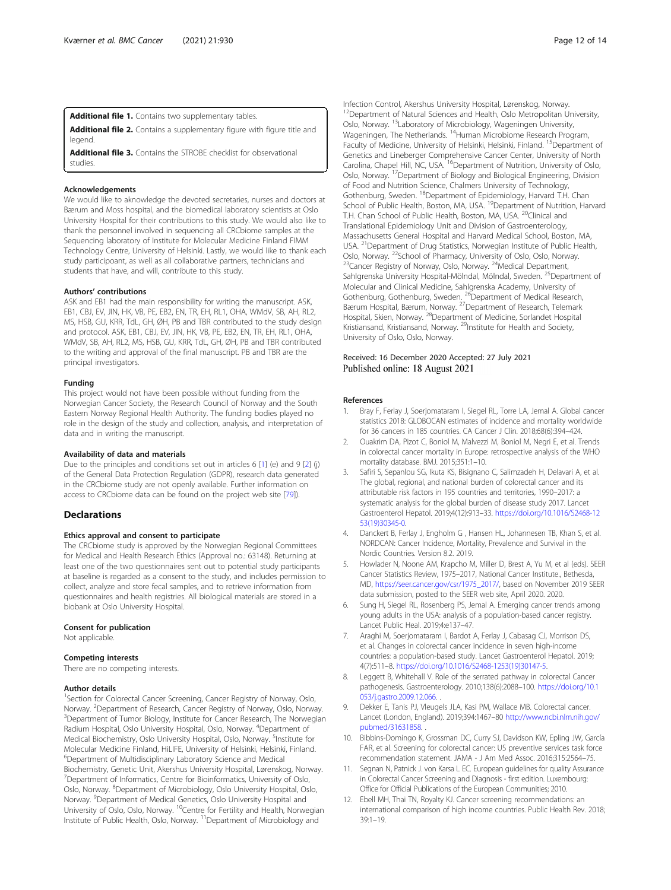**Additional file 1.** Contains two supplementary tables.

**Additional file 2.** Contains a supplementary figure with figure title and legend.

**Additional file 3.** Contains the STROBE checklist for observational studies.

### Acknowledgements

We would like to aknowledge the devoted secretaries, nurses and doctors at Bærum and Moss hospital, and the biomedical laboratory scientists at Oslo University Hospital for their contributions to this study. We would also like to thank the personnel involved in sequencing all CRCbiome samples at the Sequencing laboratory of Institute for Molecular Medicine Finland FIMM Technology Centre, University of Helsinki. Lastly, we would like to thank each study participoant, as well as all collaborative partners, technicians and students that have, and will, contribute to this study.

### Authors' contributions

ASK and EB1 had the main responsibility for writing the manuscript. ASK, EB1, CBJ, EV, JIN, HK, VB, PE, EB2, EN, TR, EH, RL1, OHA, WMdV, SB, AH, RL2, MS, HSB, GU, KRR, TdL, GH, ØH, PB and TBR contributed to the study design and protocol. ASK, EB1, CBJ, EV, JIN, HK, VB, PE, EB2, EN, TR, EH, RL1, OHA, WMdV, SB, AH, RL2, MS, HSB, GU, KRR, TdL, GH, ØH, PB and TBR contributed to the writing and approval of the final manuscript. PB and TBR are the principal investigators.

### Funding

This project would not have been possible without funding from the Norwegian Cancer Society, the Research Council of Norway and the South Eastern Norway Regional Health Authority. The funding bodies played no role in the design of the study and collection, analysis, and interpretation of data and in writing the manuscript.

### Availability of data and materials

Due to the principles and conditions set out in articles 6 [1] (e) and 9 [2] (j) of the General Data Protection Regulation (GDPR), research data generated in the CRCbiome study are not openly available. Further information on access to CRCbiome data can be found on the project web site [79]).

## Declarations

### Ethics approval and consent to participate

The CRCbiome study is approved by the Norwegian Regional Committees for Medical and Health Research Ethics (Approval no.: 63148). Returning at least one of the two questionnaires sent out to potential study participants at baseline is regarded as a consent to the study, and includes permission to collect, analyze and store fecal samples, and to retrieve information from questionnaires and health registries. All biological materials are stored in a biobank at Oslo University Hospital.

### Consent for publication

Not applicable.

### Competing interests

There are no competing interests.

### Author details

[1]Section for Colorectal Cancer Screening, Cancer Registry of Norway, Oslo, Norway. [2]Department of Research, Cancer Registry of Norway, Oslo, Norway. [3]Department of Tumor Biology, Institute for Cancer Research, The Norwegian Radium Hospital, Oslo University Hospital, Oslo, Norway. [4]Department of Medical Biochemistry, Oslo University Hospital, Oslo, Norway. [5]Institute for Molecular Medicine Finland, HiLIFE, University of Helsinki, Helsinki, Finland. [6]Department of Multidisciplinary Laboratory Science and Medical Biochemistry, Genetic Unit, Akershus University Hospital, Lørenskog, Norway. [7]Department of Informatics, Centre for Bioinformatics, University of Oslo, Oslo, Norway. [8]Department of Microbiology, Oslo University Hospital, Oslo, Norway. [9]Department of Medical Genetics, Oslo University Hospital and University of Oslo, Oslo, Norway. [10]Centre for Fertility and Health, Norwegian Institute of Public Health, Oslo, Norway. [11]Department of Microbiology and Infection Control, Akershus University Hospital, Lørenskog, Norway. [12]Department of Natural Sciences and Health, Oslo Metropolitan University, Oslo, Norway. [13]Laboratory of Microbiology, Wageningen University, Wageningen, The Netherlands. [14]Human Microbiome Research Program, Faculty of Medicine, University of Helsinki, Helsinki, Finland. [15]Department of Genetics and Lineberger Comprehensive Cancer Center, University of North Carolina, Chapel Hill, NC, USA. [16]Department of Nutrition, University of Oslo, Oslo, Norway. [17]Department of Biology and Biological Engineering, Division of Food and Nutrition Science, Chalmers University of Technology, Gothenburg, Sweden. [18]Department of Epidemiology, Harvard T.H. Chan School of Public Health, Boston, MA, USA. [19]Department of Nutrition, Harvard T.H. Chan School of Public Health, Boston, MA, USA. [20]Clinical and Translational Epidemiology Unit and Division of Gastroenterology, Massachusetts General Hospital and Harvard Medical School, Boston, MA, USA. [21]Department of Drug Statistics, Norwegian Institute of Public Health, Oslo, Norway. [22]School of Pharmacy, University of Oslo, Oslo, Norway. [23]Cancer Registry of Norway, Oslo, Norway. [24]Medical Department, Sahlgrenska University Hospital-Mölndal, Mölndal, Sweden. [25]Department of Molecular and Clinical Medicine, Sahlgrenska Academy, University of Gothenburg, Gothenburg, Sweden. [26]Department of Medical Research, Bærum Hospital, Bærum, Norway. [27]Department of Research, Telemark Hospital, Skien, Norway. [28]Department of Medicine, Sorlandet Hospital Kristiansand, Kristiansand, Norway. [29]Institute for Health and Society, University of Oslo, Oslo, Norway.

Received: 16 December 2020 Accepted: 27 July 2021
Published online: 18 August 2021

### References

1. Bray F, Ferlay J, Soerjomataram I, Siegel RL, Torre LA, Jemal A. Global cancer statistics 2018: GLOBOCAN estimates of incidence and mortality worldwide for 36 cancers in 185 countries. CA Cancer J Clin. 2018;68(6):394–424.
2. Ouakrim DA, Pizot C, Boniol M, Malvezzi M, Boniol M, Negri E, et al. Trends in colorectal cancer mortality in Europe: retrospective analysis of the WHO mortality database. BMJ. 2015;351:1–10.
3. Safiri S, Sepanlou SG, Ikuta KS, Bisignano C, Salimzadeh H, Delavari A, et al. The global, regional, and national burden of colorectal cancer and its attributable risk factors in 195 countries and territories, 1990–2017: a systematic analysis for the global burden of disease study 2017. Lancet Gastroenterol Hepatol. 2019;4(12):913–33. https://doi.org/10.1016/S2468-1253(19)30345-0.
4. Danckert B, Ferlay J, Engholm G , Hansen HL, Johannesen TB, Khan S, et al. NORDCAN: Cancer Incidence, Mortality, Prevalence and Survival in the Nordic Countries. Version 8.2. 2019.
5. Howlader N, Noone AM, Krapcho M, Miller D, Brest A, Yu M, et al (eds). SEER Cancer Statistics Review, 1975–2017, National Cancer Institute., Bethesda, MD, https://seer.cancer.gov/csr/1975_2017/, based on November 2019 SEER data submission, posted to the SEER web site, April 2020. 2020.
6. Sung H, Siegel RL, Rosenberg PS, Jemal A. Emerging cancer trends among young adults in the USA: analysis of a population-based cancer registry. Lancet Public Heal. 2019;4:e137–47.
7. Araghi M, Soerjomataram I, Bardot A, Ferlay J, Cabasag CJ, Morrison DS, et al. Changes in colorectal cancer incidence in seven high-income countries: a population-based study. Lancet Gastroenterol Hepatol. 2019; 4(7):511–8. https://doi.org/10.1016/S2468-1253(19)30147-5.
8. Leggett B, Whitehall V. Role of the serrated pathway in colorectal Cancer pathogenesis. Gastroenterology. 2010;138(6):2088–100. https://doi.org/10.1053/j.gastro.2009.12.066. .
9. Dekker E, Tanis PJ, Vleugels JLA, Kasi PM, Wallace MB. Colorectal cancer. Lancet (London, England). 2019;394:1467–80 http://www.ncbi.nlm.nih.gov/pubmed/31631858. .
10. Bibbins-Domingo K, Grossman DC, Curry SJ, Davidson KW, Epling JW, García FAR, et al. Screening for colorectal cancer: US preventive services task force recommendation statement. JAMA - J Am Med Assoc. 2016;315:2564–75.
11. Segnan N, Patnick J. von Karsa L EC. European guidelines for quality Assurance in Colorectal Cancer Screening and Diagnosis - first edition. Luxembourg: Office for Official Publications of the European Communities; 2010.
12. Ebell MH, Thai TN, Royalty KJ. Cancer screening recommendations: an international comparison of high income countries. Public Health Rev. 2018; 39:1–19.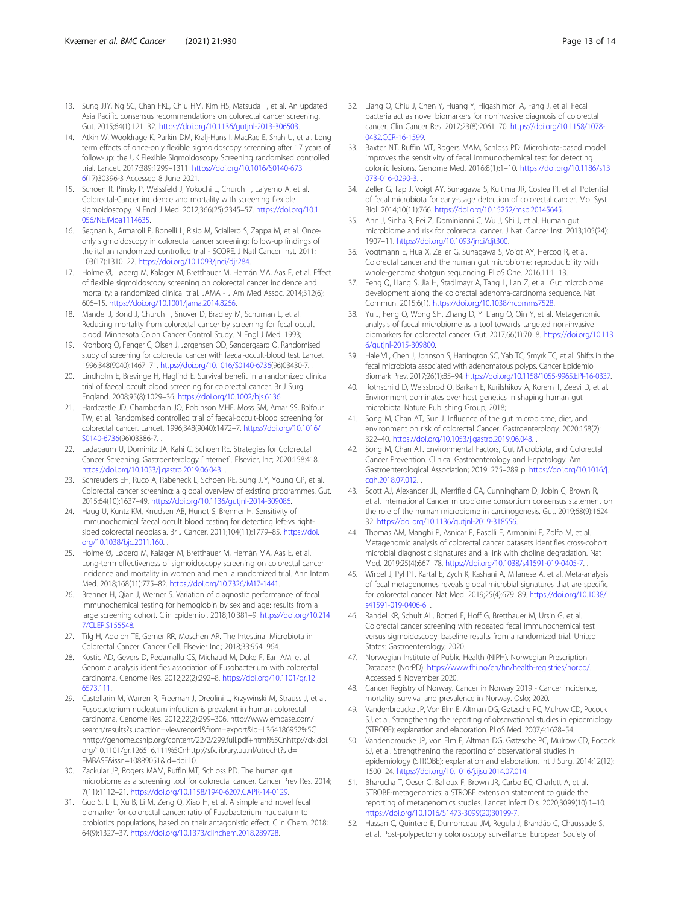13. Sung JJY, Ng SC, Chan FKL, Chiu HM, Kim HS, Matsuda T, et al. An updated Asia Pacific consensus recommendations on colorectal cancer screening. Gut. 2015;64(1):121–32. https://doi.org/10.1136/gutjnl-2013-306503.
14. Atkin W, Wooldrage K, Parkin DM, Kralj-Hans I, MacRae E, Shah U, et al. Long term effects of once-only flexible sigmoidoscopy screening after 17 years of follow-up: the UK Flexible Sigmoidoscopy Screening randomised controlled trial. Lancet. 2017;389:1299–1311. https://doi.org/10.1016/S0140-6736(17)30396-3 Accessed 8 June 2021.
15. Schoen R, Pinsky P, Weissfeld J, Yokochi L, Church T, Laiyemo A, et al. Colorectal-Cancer incidence and mortality with screening flexible sigmoidoscopy. N Engl J Med. 2012;366(25):2345–57. https://doi.org/10.1056/NEJMoa1114635.
16. Segnan N, Armaroli P, Bonelli L, Risio M, Sciallero S, Zappa M, et al. Once-only sigmoidoscopy in colorectal cancer screening: follow-up findings of the italian randomized controlled trial - SCORE. J Natl Cancer Inst. 2011; 103(17):1310–22. https://doi.org/10.1093/jnci/djr284.
17. Holme Ø, Løberg M, Kalager M, Bretthauer M, Hernán MA, Aas E, et al. Effect of flexible sigmoidoscopy screening on colorectal cancer incidence and mortality: a randomized clinical trial. JAMA - J Am Med Assoc. 2014;312(6): 606–15. https://doi.org/10.1001/jama.2014.8266.
18. Mandel J, Bond J, Church T, Snover D, Bradley M, Schuman L, et al. Reducing mortality from colorectal cancer by screening for fecal occult blood. Minnesota Colon Cancer Control Study. N Engl J Med. 1993;
19. Kronborg O, Fenger C, Olsen J, Jørgensen OD, Søndergaard O. Randomised study of screening for colorectal cancer with faecal-occult-blood test. Lancet. 1996;348(9040):1467–71. https://doi.org/10.1016/S0140-6736(96)03430-7. .
20. Lindholm E, Brevinge H, Haglind E. Survival benefit in a randomized clinical trial of faecal occult blood screening for colorectal cancer. Br J Surg England. 2008;95(8):1029–36. https://doi.org/10.1002/bjs.6136.
21. Hardcastle JD, Chamberlain JO, Robinson MHE, Moss SM, Amar SS, Balfour TW, et al. Randomised controlled trial of faecal-occult-blood screening for colorectal cancer. Lancet. 1996;348(9040):1472–7. https://doi.org/10.1016/S0140-6736(96)03386-7. .
22. Ladabaum U, Dominitz JA, Kahi C, Schoen RE. Strategies for Colorectal Cancer Screening. Gastroenterology [Internet]. Elsevier, Inc; 2020;158:418. https://doi.org/10.1053/j.gastro.2019.06.043. .
23. Schreuders EH, Ruco A, Rabeneck L, Schoen RE, Sung JJY, Young GP, et al. Colorectal cancer screening: a global overview of existing programmes. Gut. 2015;64(10):1637–49. https://doi.org/10.1136/gutjnl-2014-309086.
24. Haug U, Kuntz KM, Knudsen AB, Hundt S, Brenner H. Sensitivity of immunochemical faecal occult blood testing for detecting left-vs right-sided colorectal neoplasia. Br J Cancer. 2011;104(11):1779–85. https://doi.org/10.1038/bjc.2011.160. .
25. Holme Ø, Løberg M, Kalager M, Bretthauer M, Hernán MA, Aas E, et al. Long-term effectiveness of sigmoidoscopy screening on colorectal cancer incidence and mortality in women and men: a randomized trial. Ann Intern Med. 2018;168(11):775–82. https://doi.org/10.7326/M17-1441.
26. Brenner H, Qian J, Werner S. Variation of diagnostic performance of fecal immunochemical testing for hemoglobin by sex and age: results from a large screening cohort. Clin Epidemiol. 2018;10:381–9. https://doi.org/10.2147/CLEP.S155548.
27. Tilg H, Adolph TE, Gerner RR, Moschen AR. The Intestinal Microbiota in Colorectal Cancer. Cancer Cell. Elsevier Inc.; 2018;33:954–964.
28. Kostic AD, Gevers D, Pedamallu CS, Michaud M, Duke F, Earl AM, et al. Genomic analysis identifies association of Fusobacterium with colorectal carcinoma. Genome Res. 2012;22(2):292–8. https://doi.org/10.1101/gr.126573.111.
29. Castellarin M, Warren R, Freeman J, Dreolini L, Krzywinski M, Strauss J, et al. Fusobacterium nucleatum infection is prevalent in human colorectal carcinoma. Genome Res. 2012;22(2):299–306. http://www.embase.com/search/results?subaction=viewrecord&from=export&id=L364186952%5Cnhttp://genome.cshlp.org/content/22/2/299.full.pdf+html%5Cnhttp://dx.doi.org/10.1101/gr.126516.111%5Cnhttp://sfx.library.uu.nl/utrecht?sid=EMBASE&issn=10889051&id=doi:10.
30. Zackular JP, Rogers MAM, Ruffin MT, Schloss PD. The human gut microbiome as a screening tool for colorectal cancer. Cancer Prev Res. 2014; 7(11):1112–21. https://doi.org/10.1158/1940-6207.CAPR-14-0129.
31. Guo S, Li L, Xu B, Li M, Zeng Q, Xiao H, et al. A simple and novel fecal biomarker for colorectal cancer: ratio of Fusobacterium nucleatum to probiotics populations, based on their antagonistic effect. Clin Chem. 2018; 64(9):1327–37. https://doi.org/10.1373/clinchem.2018.289728.
32. Liang Q, Chiu J, Chen Y, Huang Y, Higashimori A, Fang J, et al. Fecal bacteria act as novel biomarkers for noninvasive diagnosis of colorectal cancer. Clin Cancer Res. 2017;23(8):2061–70. https://doi.org/10.1158/1078-0432.CCR-16-1599.
33. Baxter NT, Ruffin MT, Rogers MAM, Schloss PD. Microbiota-based model improves the sensitivity of fecal immunochemical test for detecting colonic lesions. Genome Med. 2016;8(1):1–10. https://doi.org/10.1186/s13073-016-0290-3. .
34. Zeller G, Tap J, Voigt AY, Sunagawa S, Kultima JR, Costea PI, et al. Potential of fecal microbiota for early-stage detection of colorectal cancer. Mol Syst Biol. 2014;10(11):766. https://doi.org/10.15252/msb.20145645.
35. Ahn J, Sinha R, Pei Z, Dominianni C, Wu J, Shi J, et al. Human gut microbiome and risk for colorectal cancer. J Natl Cancer Inst. 2013;105(24): 1907–11. https://doi.org/10.1093/jnci/djt300.
36. Vogtmann E, Hua X, Zeller G, Sunagawa S, Voigt AY, Hercog R, et al. Colorectal cancer and the human gut microbiome: reproducibility with whole-genome shotgun sequencing. PLoS One. 2016;11:1–13.
37. Feng Q, Liang S, Jia H, Stadlmayr A, Tang L, Lan Z, et al. Gut microbiome development along the colorectal adenoma-carcinoma sequence. Nat Commun. 2015;6(1). https://doi.org/10.1038/ncomms7528.
38. Yu J, Feng Q, Wong SH, Zhang D, Yi Liang Q, Qin Y, et al. Metagenomic analysis of faecal microbiome as a tool towards targeted non-invasive biomarkers for colorectal cancer. Gut. 2017;66(1):70–8. https://doi.org/10.1136/gutjnl-2015-309800.
39. Hale VL, Chen J, Johnson S, Harrington SC, Yab TC, Smyrk TC, et al. Shifts in the fecal microbiota associated with adenomatous polyps. Cancer Epidemiol Biomark Prev. 2017;26(1):85–94. https://doi.org/10.1158/1055-9965.EPI-16-0337.
40. Rothschild D, Weissbrod O, Barkan E, Kurilshikov A, Korem T, Zeevi D, et al. Environment dominates over host genetics in shaping human gut microbiota. Nature Publishing Group; 2018;
41. Song M, Chan AT, Sun J. Influence of the gut microbiome, diet, and environment on risk of colorectal Cancer. Gastroenterology. 2020;158(2): 322–40. https://doi.org/10.1053/j.gastro.2019.06.048. .
42. Song M, Chan AT. Environmental Factors, Gut Microbiota, and Colorectal Cancer Prevention. Clinical Gastroenterology and Hepatology. Am Gastroenterological Association; 2019. 275–289 p. https://doi.org/10.1016/j.cgh.2018.07.012. .
43. Scott AJ, Alexander JL, Merrifield CA, Cunningham D, Jobin C, Brown R, et al. International Cancer microbiome consortium consensus statement on the role of the human microbiome in carcinogenesis. Gut. 2019;68(9):1624–32. https://doi.org/10.1136/gutjnl-2019-318556.
44. Thomas AM, Manghi P, Asnicar F, Pasolli E, Armanini F, Zolfo M, et al. Metagenomic analysis of colorectal cancer datasets identifies cross-cohort microbial diagnostic signatures and a link with choline degradation. Nat Med. 2019;25(4):667–78. https://doi.org/10.1038/s41591-019-0405-7. .
45. Wirbel J, Pyl PT, Kartal E, Zych K, Kashani A, Milanese A, et al. Meta-analysis of fecal metagenomes reveals global microbial signatures that are specific for colorectal cancer. Nat Med. 2019;25(4):679–89. https://doi.org/10.1038/s41591-019-0406-6. .
46. Randel KR, Schult AL, Botteri E, Hoff G, Bretthauer M, Ursin G, et al. Colorectal cancer screening with repeated fecal immunochemical test versus sigmoidoscopy: baseline results from a randomized trial. United States: Gastroenterology; 2020.
47. Norwegian Institute of Public Health (NIPH). Norwegian Prescription Database (NorPD). https://www.fhi.no/en/hn/health-registries/norpd/. Accessed 5 November 2020.
48. Cancer Registry of Norway. Cancer in Norway 2019 - Cancer incidence, mortality, survival and prevalence in Norway. Oslo; 2020.
49. Vandenbroucke JP, Von Elm E, Altman DG, Gøtzsche PC, Mulrow CD, Pocock SJ, et al. Strengthening the reporting of observational studies in epidemiology (STROBE): explanation and elaboration. PLoS Med. 2007;4:1628–54.
50. Vandenbroucke JP, von Elm E, Altman DG, Gøtzsche PC, Mulrow CD, Pocock SJ, et al. Strengthening the reporting of observational studies in epidemiology (STROBE): explanation and elaboration. Int J Surg. 2014;12(12): 1500–24. https://doi.org/10.1016/j.ijsu.2014.07.014.
51. Bharucha T, Oeser C, Balloux F, Brown JR, Carbo EC, Charlett A, et al. STROBE-metagenomics: a STROBE extension statement to guide the reporting of metagenomics studies. Lancet Infect Dis. 2020;3099(10):1–10. https://doi.org/10.1016/S1473-3099(20)30199-7.
52. Hassan C, Quintero E, Dumonceau JM, Regula J, Brandão C, Chaussade S, et al. Post-polypectomy colonoscopy surveillance: European Society of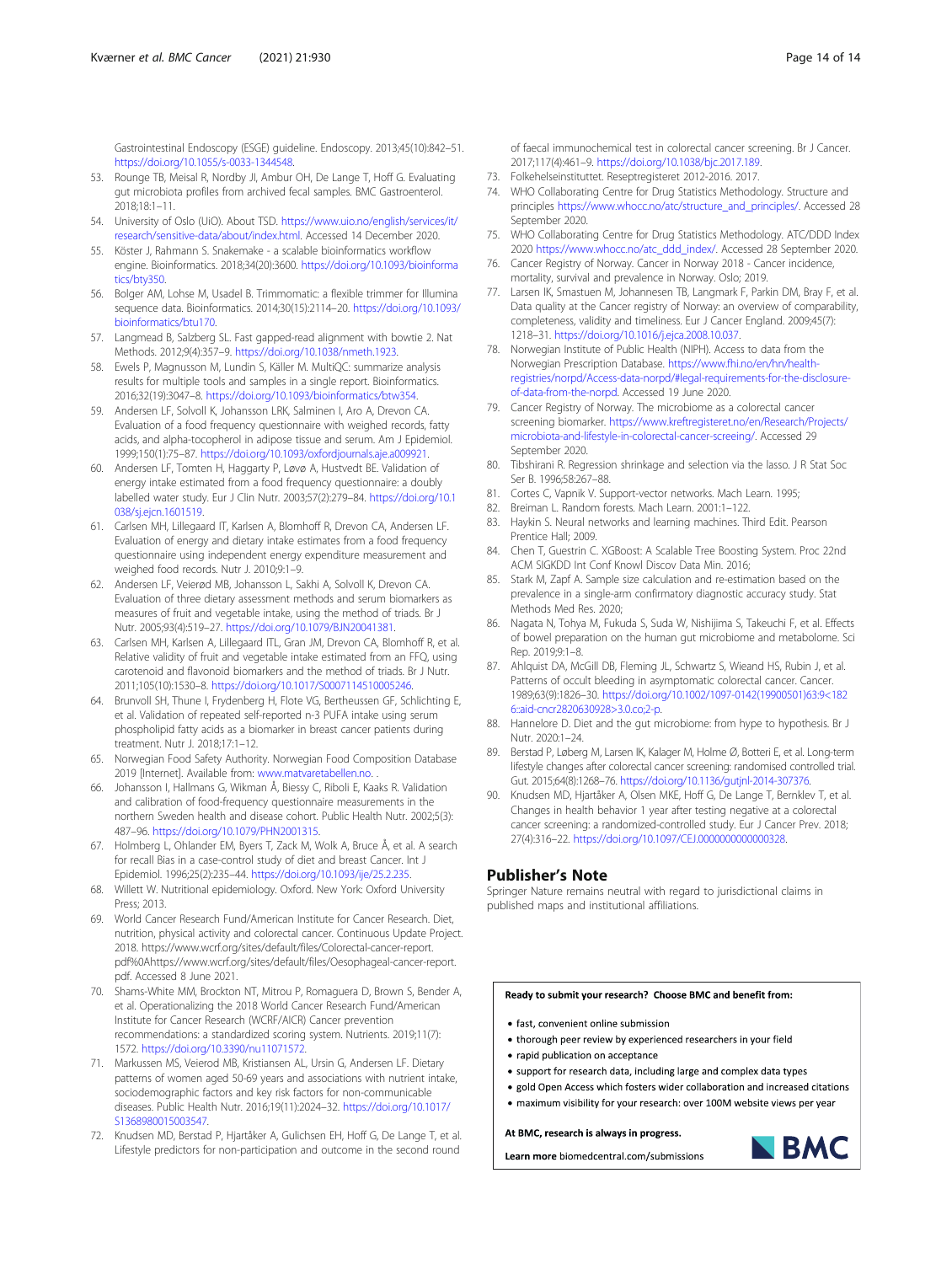Gastrointestinal Endoscopy (ESGE) guideline. Endoscopy. 2013;45(10):842–51. https://doi.org/10.1055/s-0033-1344548.

53. Rounge TB, Meisal R, Nordby JI, Ambur OH, De Lange T, Hoff G. Evaluating gut microbiota profiles from archived fecal samples. BMC Gastroenterol. 2018;18:1–11.
54. University of Oslo (UiO). About TSD. https://www.uio.no/english/services/it/research/sensitive-data/about/index.html. Accessed 14 December 2020.
55. Köster J, Rahmann S. Snakemake - a scalable bioinformatics workflow engine. Bioinformatics. 2018;34(20):3600. https://doi.org/10.1093/bioinformatics/bty350.
56. Bolger AM, Lohse M, Usadel B. Trimmomatic: a flexible trimmer for Illumina sequence data. Bioinformatics. 2014;30(15):2114–20. https://doi.org/10.1093/bioinformatics/btu170.
57. Langmead B, Salzberg SL. Fast gapped-read alignment with bowtie 2. Nat Methods. 2012;9(4):357–9. https://doi.org/10.1038/nmeth.1923.
58. Ewels P, Magnusson M, Lundin S, Käller M. MultiQC: summarize analysis results for multiple tools and samples in a single report. Bioinformatics. 2016;32(19):3047–8. https://doi.org/10.1093/bioinformatics/btw354.
59. Andersen LF, Solvoll K, Johansson LRK, Salminen I, Aro A, Drevon CA. Evaluation of a food frequency questionnaire with weighed records, fatty acids, and alpha-tocopherol in adipose tissue and serum. Am J Epidemiol. 1999;150(1):75–87. https://doi.org/10.1093/oxfordjournals.aje.a009921.
60. Andersen LF, Tomten H, Haggarty P, Løvø A, Hustvedt BE. Validation of energy intake estimated from a food frequency questionnaire: a doubly labelled water study. Eur J Clin Nutr. 2003;57(2):279–84. https://doi.org/10.1038/sj.ejcn.1601519.
61. Carlsen MH, Lillegaard IT, Karlsen A, Blomhoff R, Drevon CA, Andersen LF. Evaluation of energy and dietary intake estimates from a food frequency questionnaire using independent energy expenditure measurement and weighed food records. Nutr J. 2010;9:1–9.
62. Andersen LF, Veierød MB, Johansson L, Sakhi A, Solvoll K, Drevon CA. Evaluation of three dietary assessment methods and serum biomarkers as measures of fruit and vegetable intake, using the method of triads. Br J Nutr. 2005;93(4):519–27. https://doi.org/10.1079/BJN20041381.
63. Carlsen MH, Karlsen A, Lillegaard ITL, Gran JM, Drevon CA, Blomhoff R, et al. Relative validity of fruit and vegetable intake estimated from an FFQ, using carotenoid and flavonoid biomarkers and the method of triads. Br J Nutr. 2011;105(10):1530–8. https://doi.org/10.1017/S0007114510005246.
64. Brunvoll SH, Thune I, Frydenberg H, Flote VG, Bertheussen GF, Schlichting E, et al. Validation of repeated self-reported n-3 PUFA intake using serum phospholipid fatty acids as a biomarker in breast cancer patients during treatment. Nutr J. 2018;17:1–12.
65. Norwegian Food Safety Authority. Norwegian Food Composition Database 2019 [Internet]. Available from: www.matvaretabellen.no. .
66. Johansson I, Hallmans G, Wikman Å, Biessy C, Riboli E, Kaaks R. Validation and calibration of food-frequency questionnaire measurements in the northern Sweden health and disease cohort. Public Health Nutr. 2002;5(3):487–96. https://doi.org/10.1079/PHN2001315.
67. Holmberg L, Ohlander EM, Byers T, Zack M, Wolk A, Bruce Å, et al. A search for recall Bias in a case-control study of diet and breast Cancer. Int J Epidemiol. 1996;25(2):235–44. https://doi.org/10.1093/ije/25.2.235.
68. Willett W. Nutritional epidemiology. Oxford. New York: Oxford University Press; 2013.
69. World Cancer Research Fund/American Institute for Cancer Research. Diet, nutrition, physical activity and colorectal cancer. Continuous Update Project. 2018. https://www.wcrf.org/sites/default/files/Colorectal-cancer-report.pdf%0Ahttps://www.wcrf.org/sites/default/files/Oesophageal-cancer-report.pdf. Accessed 8 June 2021.
70. Shams-White MM, Brockton NT, Mitrou P, Romaguera D, Brown S, Bender A, et al. Operationalizing the 2018 World Cancer Research Fund/American Institute for Cancer Research (WCRF/AICR) Cancer prevention recommendations: a standardized scoring system. Nutrients. 2019;11(7):1572. https://doi.org/10.3390/nu11071572.
71. Markussen MS, Veierød MB, Kristiansen AL, Ursin G, Andersen LF. Dietary patterns of women aged 50-69 years and associations with nutrient intake, sociodemographic factors and key risk factors for non-communicable diseases. Public Health Nutr. 2016;19(11):2024–32. https://doi.org/10.1017/S1368980015003547.
72. Knudsen MD, Berstad P, Hjartåker A, Gulichsen EH, Hoff G, De Lange T, et al. Lifestyle predictors for non-participation and outcome in the second round of faecal immunochemical test in colorectal cancer screening. Br J Cancer. 2017;117(4):461–9. https://doi.org/10.1038/bjc.2017.189.
73. Folkehelseinstituttet. Reseptregisteret 2012-2016. 2017.
74. WHO Collaborating Centre for Drug Statistics Methodology. Structure and principles https://www.whocc.no/atc/structure_and_principles/. Accessed 28 September 2020.
75. WHO Collaborating Centre for Drug Statistics Methodology. ATC/DDD Index 2020 https://www.whocc.no/atc_ddd_index/. Accessed 28 September 2020.
76. Cancer Registry of Norway. Cancer in Norway 2018 - Cancer incidence, mortality, survival and prevalence in Norway. Oslo; 2019.
77. Larsen IK, Smastuen M, Johannesen TB, Langmark F, Parkin DM, Bray F, et al. Data quality at the Cancer registry of Norway: an overview of comparability, completeness, validity and timeliness. Eur J Cancer England. 2009;45(7):1218–31. https://doi.org/10.1016/j.ejca.2008.10.037.
78. Norwegian Institute of Public Health (NIPH). Access to data from the Norwegian Prescription Database. https://www.fhi.no/en/hn/health-registries/norpd/Access-data-norpd/#legal-requirements-for-the-disclosure-of-data-from-the-norpd. Accessed 19 June 2020.
79. Cancer Registry of Norway. The microbiome as a colorectal cancer screening biomarker. https://www.kreftregisteret.no/en/Research/Projects/microbiota-and-lifestyle-in-colorectal-cancer-screeing/. Accessed 29 September 2020.
80. Tibshirani R. Regression shrinkage and selection via the lasso. J R Stat Soc Ser B. 1996;58:267–88.
81. Cortes C, Vapnik V. Support-vector networks. Mach Learn. 1995;
82. Breiman L. Random forests. Mach Learn. 2001:1–122.
83. Haykin S. Neural networks and learning machines. Third Edit. Pearson Prentice Hall; 2009.
84. Chen T, Guestrin C. XGBoost: A Scalable Tree Boosting System. Proc 22nd ACM SIGKDD Int Conf Knowl Discov Data Min. 2016;
85. Stark M, Zapf A. Sample size calculation and re-estimation based on the prevalence in a single-arm confirmatory diagnostic accuracy study. Stat Methods Med Res. 2020;
86. Nagata N, Tohya M, Fukuda S, Suda W, Nishijima S, Takeuchi F, et al. Effects of bowel preparation on the human gut microbiome and metabolome. Sci Rep. 2019;9:1–8.
87. Ahlquist DA, McGill DB, Fleming JL, Schwartz S, Wieand HS, Rubin J, et al. Patterns of occult bleeding in asymptomatic colorectal cancer. Cancer. 1989;63(9):1826–30. https://doi.org/10.1002/1097-0142(19900501)63:9<1826::aid-cncr2820630928>3.0.co;2-p.
88. Hannelore D. Diet and the gut microbiome: from hype to hypothesis. Br J Nutr. 2020:1–24.
89. Berstad P, Løberg M, Larsen IK, Kalager M, Holme Ø, Botteri E, et al. Long-term lifestyle changes after colorectal cancer screening: randomised controlled trial. Gut. 2015;64(8):1268–76. https://doi.org/10.1136/gutjnl-2014-307376.
90. Knudsen MD, Hjartåker A, Olsen MKE, Hoff G, De Lange T, Bernklev T, et al. Changes in health behavior 1 year after testing negative at a colorectal cancer screening: a randomized-controlled study. Eur J Cancer Prev. 2018;27(4):316–22. https://doi.org/10.1097/CEJ.0000000000000328.

## Publisher's Note

Springer Nature remains neutral with regard to jurisdictional claims in published maps and institutional affiliations.

**Ready to submit your research? Choose BMC and benefit from:**

- fast, convenient online submission
- thorough peer review by experienced researchers in your field
- rapid publication on acceptance
- support for research data, including large and complex data types
- gold Open Access which fosters wider collaboration and increased citations
- maximum visibility for your research: over 100M website views per year

**At BMC, research is always in progress.**

**Learn more** biomedcentral.com/submissions

BMC